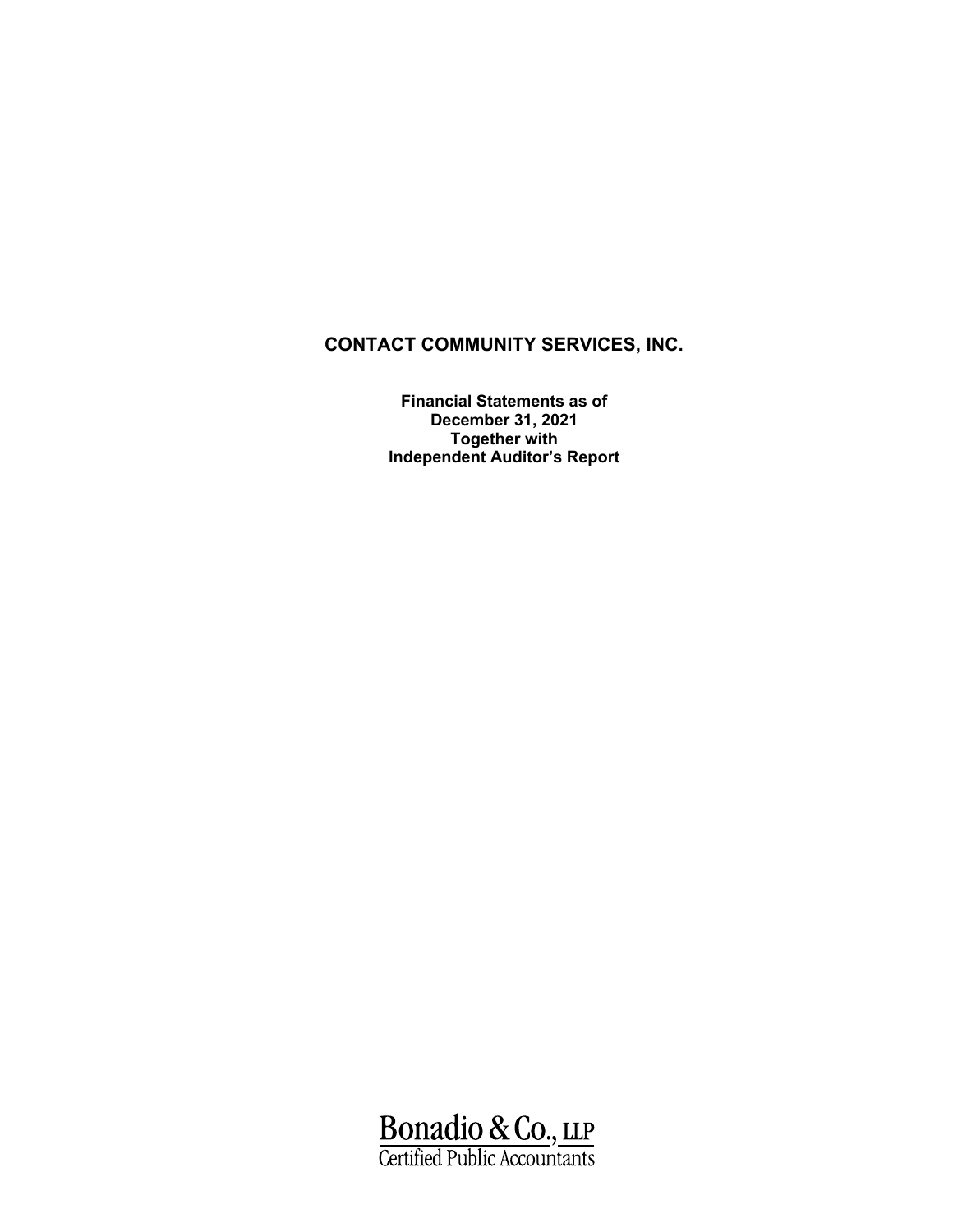# CONTACT COMMUNITY SERVICES, INC.

**Financial Statements as of**
**December 31, 2021**
**Together with**
**Independent Auditor's Report**

Bonadio & Co., LLP
Certified Public Accountants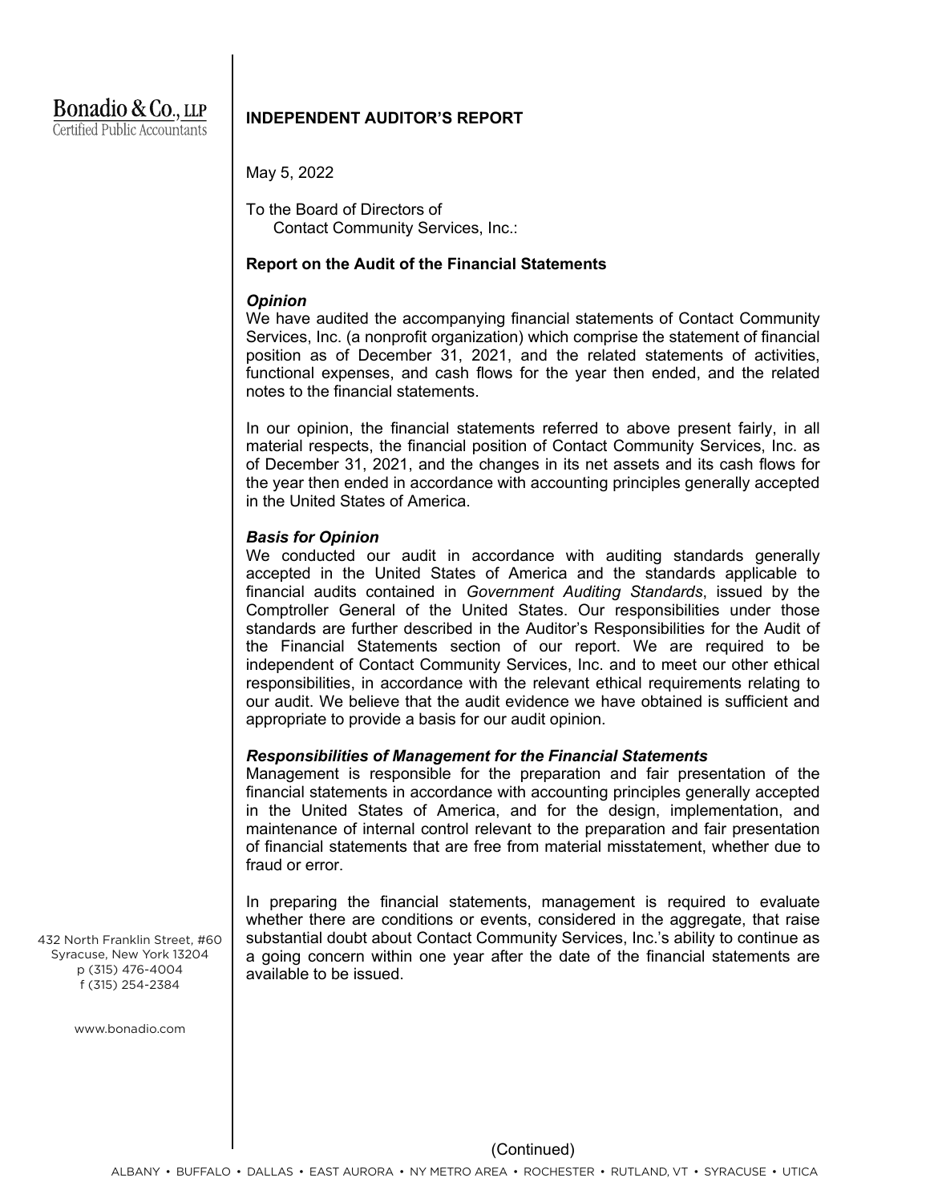Bonadio & Co., LLP
Certified Public Accountants

## INDEPENDENT AUDITOR'S REPORT

May 5, 2022

To the Board of Directors of
Contact Community Services, Inc.:

### Report on the Audit of the Financial Statements

***Opinion***

We have audited the accompanying financial statements of Contact Community Services, Inc. (a nonprofit organization) which comprise the statement of financial position as of December 31, 2021, and the related statements of activities, functional expenses, and cash flows for the year then ended, and the related notes to the financial statements.

In our opinion, the financial statements referred to above present fairly, in all material respects, the financial position of Contact Community Services, Inc. as of December 31, 2021, and the changes in its net assets and its cash flows for the year then ended in accordance with accounting principles generally accepted in the United States of America.

***Basis for Opinion***

We conducted our audit in accordance with auditing standards generally accepted in the United States of America and the standards applicable to financial audits contained in *Government Auditing Standards*, issued by the Comptroller General of the United States. Our responsibilities under those standards are further described in the Auditor's Responsibilities for the Audit of the Financial Statements section of our report. We are required to be independent of Contact Community Services, Inc. and to meet our other ethical responsibilities, in accordance with the relevant ethical requirements relating to our audit. We believe that the audit evidence we have obtained is sufficient and appropriate to provide a basis for our audit opinion.

***Responsibilities of Management for the Financial Statements***

Management is responsible for the preparation and fair presentation of the financial statements in accordance with accounting principles generally accepted in the United States of America, and for the design, implementation, and maintenance of internal control relevant to the preparation and fair presentation of financial statements that are free from material misstatement, whether due to fraud or error.

In preparing the financial statements, management is required to evaluate whether there are conditions or events, considered in the aggregate, that raise substantial doubt about Contact Community Services, Inc.'s ability to continue as a going concern within one year after the date of the financial statements are available to be issued.

432 North Franklin Street, #60
Syracuse, New York 13204
p (315) 476-4004
f (315) 254-2384

www.bonadio.com

(Continued)

ALBANY • BUFFALO • DALLAS • EAST AURORA • NY METRO AREA • ROCHESTER • RUTLAND, VT • SYRACUSE • UTICA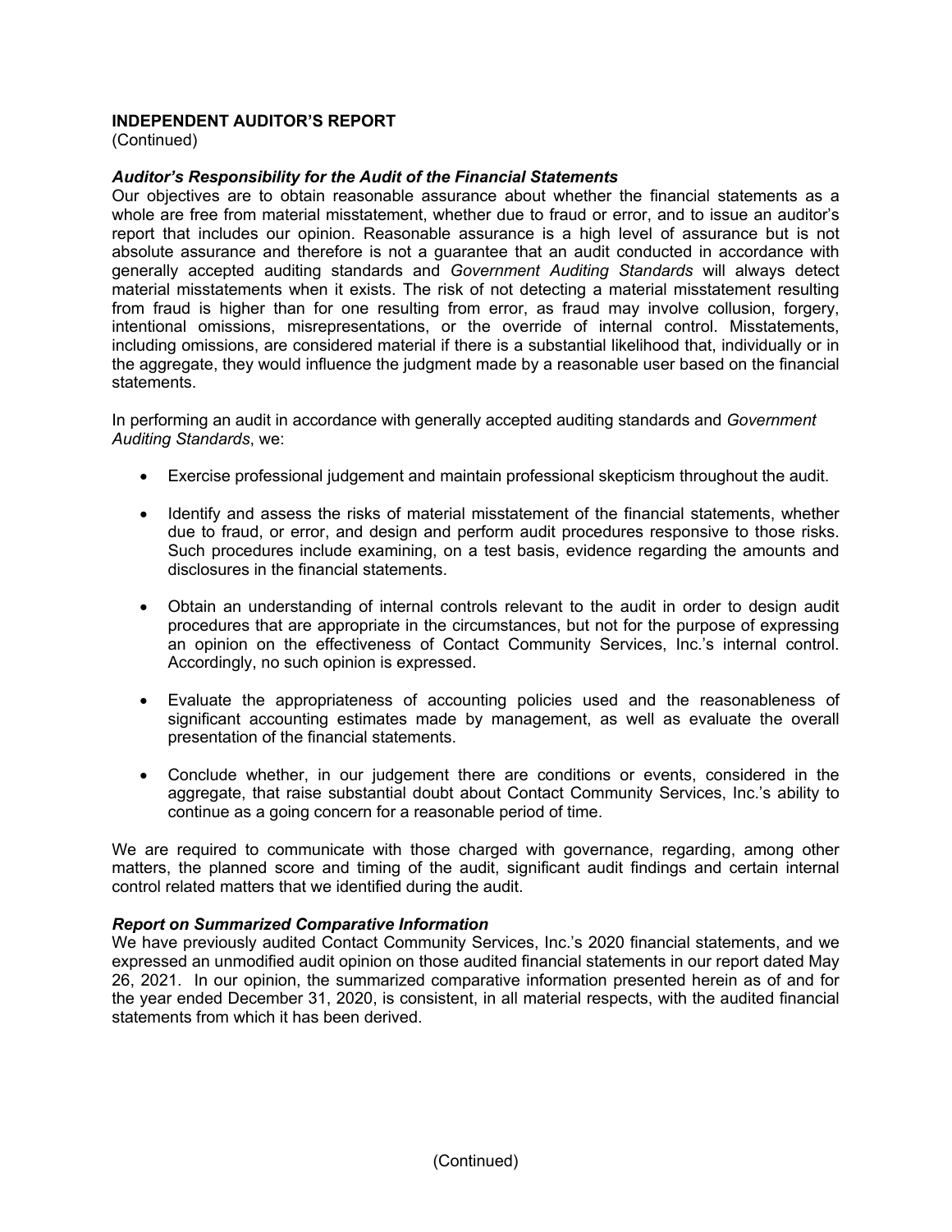**INDEPENDENT AUDITOR'S REPORT**
(Continued)

***Auditor's Responsibility for the Audit of the Financial Statements***
Our objectives are to obtain reasonable assurance about whether the financial statements as a whole are free from material misstatement, whether due to fraud or error, and to issue an auditor's report that includes our opinion. Reasonable assurance is a high level of assurance but is not absolute assurance and therefore is not a guarantee that an audit conducted in accordance with generally accepted auditing standards and *Government Auditing Standards* will always detect material misstatements when it exists. The risk of not detecting a material misstatement resulting from fraud is higher than for one resulting from error, as fraud may involve collusion, forgery, intentional omissions, misrepresentations, or the override of internal control. Misstatements, including omissions, are considered material if there is a substantial likelihood that, individually or in the aggregate, they would influence the judgment made by a reasonable user based on the financial statements.

In performing an audit in accordance with generally accepted auditing standards and *Government Auditing Standards*, we:

- Exercise professional judgement and maintain professional skepticism throughout the audit.
- Identify and assess the risks of material misstatement of the financial statements, whether due to fraud, or error, and design and perform audit procedures responsive to those risks. Such procedures include examining, on a test basis, evidence regarding the amounts and disclosures in the financial statements.
- Obtain an understanding of internal controls relevant to the audit in order to design audit procedures that are appropriate in the circumstances, but not for the purpose of expressing an opinion on the effectiveness of Contact Community Services, Inc.'s internal control. Accordingly, no such opinion is expressed.
- Evaluate the appropriateness of accounting policies used and the reasonableness of significant accounting estimates made by management, as well as evaluate the overall presentation of the financial statements.
- Conclude whether, in our judgement there are conditions or events, considered in the aggregate, that raise substantial doubt about Contact Community Services, Inc.'s ability to continue as a going concern for a reasonable period of time.

We are required to communicate with those charged with governance, regarding, among other matters, the planned score and timing of the audit, significant audit findings and certain internal control related matters that we identified during the audit.

***Report on Summarized Comparative Information***
We have previously audited Contact Community Services, Inc.'s 2020 financial statements, and we expressed an unmodified audit opinion on those audited financial statements in our report dated May 26, 2021. In our opinion, the summarized comparative information presented herein as of and for the year ended December 31, 2020, is consistent, in all material respects, with the audited financial statements from which it has been derived.

(Continued)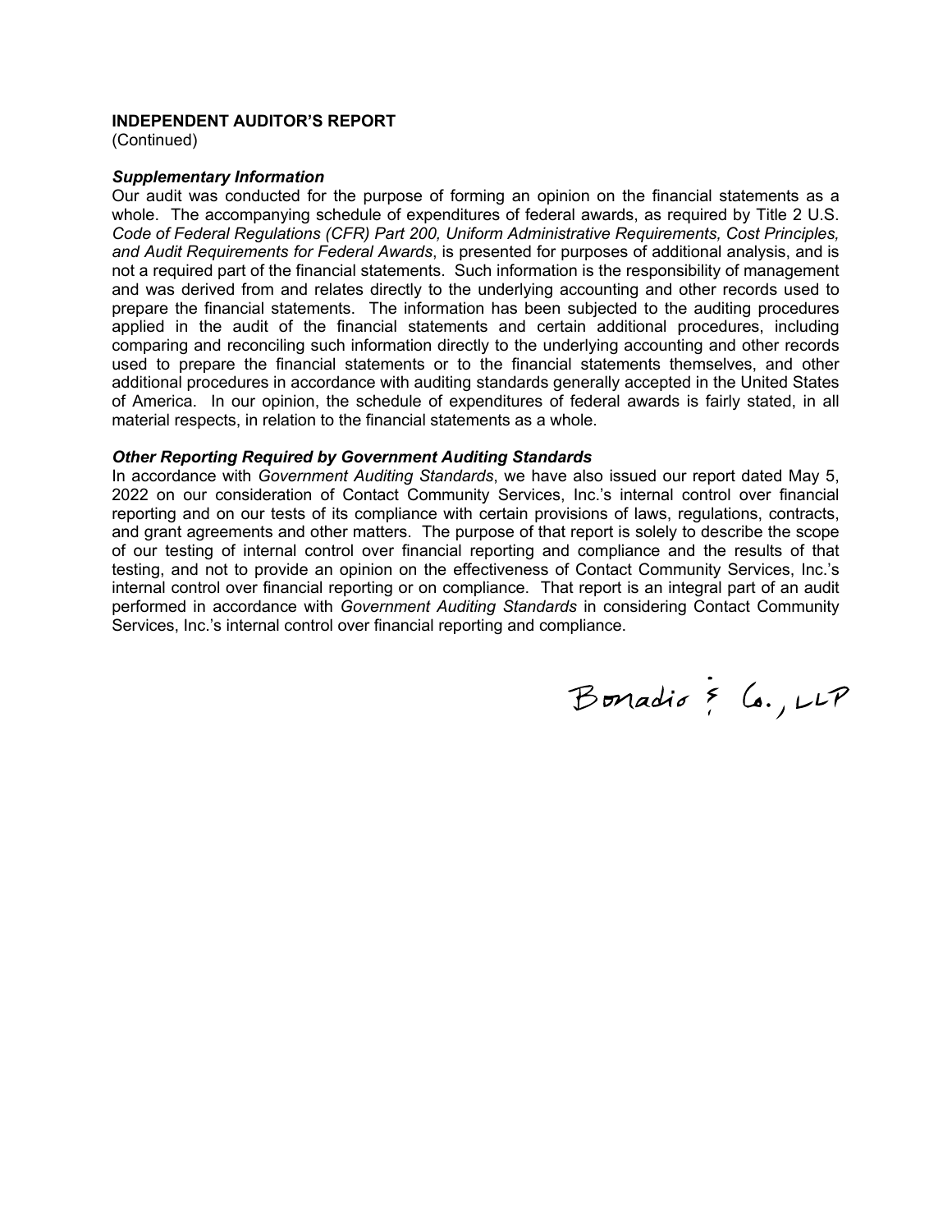**INDEPENDENT AUDITOR'S REPORT**
(Continued)

***Supplementary Information***

Our audit was conducted for the purpose of forming an opinion on the financial statements as a whole. The accompanying schedule of expenditures of federal awards, as required by Title 2 U.S. *Code of Federal Regulations (CFR) Part 200, Uniform Administrative Requirements, Cost Principles, and Audit Requirements for Federal Awards*, is presented for purposes of additional analysis, and is not a required part of the financial statements. Such information is the responsibility of management and was derived from and relates directly to the underlying accounting and other records used to prepare the financial statements. The information has been subjected to the auditing procedures applied in the audit of the financial statements and certain additional procedures, including comparing and reconciling such information directly to the underlying accounting and other records used to prepare the financial statements or to the financial statements themselves, and other additional procedures in accordance with auditing standards generally accepted in the United States of America. In our opinion, the schedule of expenditures of federal awards is fairly stated, in all material respects, in relation to the financial statements as a whole.

***Other Reporting Required by Government Auditing Standards***

In accordance with *Government Auditing Standards*, we have also issued our report dated May 5, 2022 on our consideration of Contact Community Services, Inc.'s internal control over financial reporting and on our tests of its compliance with certain provisions of laws, regulations, contracts, and grant agreements and other matters. The purpose of that report is solely to describe the scope of our testing of internal control over financial reporting and compliance and the results of that testing, and not to provide an opinion on the effectiveness of Contact Community Services, Inc.'s internal control over financial reporting or on compliance. That report is an integral part of an audit performed in accordance with *Government Auditing Standards* in considering Contact Community Services, Inc.'s internal control over financial reporting and compliance.

Bonadio & Co., LLP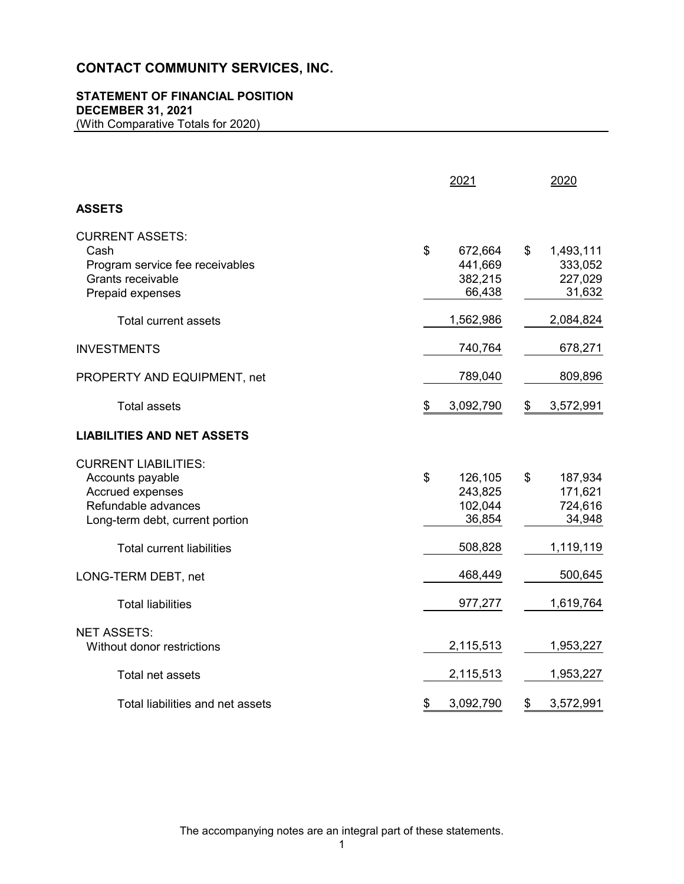# CONTACT COMMUNITY SERVICES, INC.

## STATEMENT OF FINANCIAL POSITION
**DECEMBER 31, 2021**
(With Comparative Totals for 2020)

| | 2021 | 2020 |
|---|---|---|
| **ASSETS** | | |
| CURRENT ASSETS: | | |
| Cash | $ 672,664 | $ 1,493,111 |
| Program service fee receivables | 441,669 | 333,052 |
| Grants receivable | 382,215 | 227,029 |
| Prepaid expenses | 66,438 | 31,632 |
| Total current assets | 1,562,986 | 2,084,824 |
| INVESTMENTS | 740,764 | 678,271 |
| PROPERTY AND EQUIPMENT, net | 789,040 | 809,896 |
| Total assets | $ 3,092,790 | $ 3,572,991 |
| **LIABILITIES AND NET ASSETS** | | |
| CURRENT LIABILITIES: | | |
| Accounts payable | $ 126,105 | $ 187,934 |
| Accrued expenses | 243,825 | 171,621 |
| Refundable advances | 102,044 | 724,616 |
| Long-term debt, current portion | 36,854 | 34,948 |
| Total current liabilities | 508,828 | 1,119,119 |
| LONG-TERM DEBT, net | 468,449 | 500,645 |
| Total liabilities | 977,277 | 1,619,764 |
| NET ASSETS: | | |
| Without donor restrictions | 2,115,513 | 1,953,227 |
| Total net assets | 2,115,513 | 1,953,227 |
| Total liabilities and net assets | $ 3,092,790 | $ 3,572,991 |

The accompanying notes are an integral part of these statements.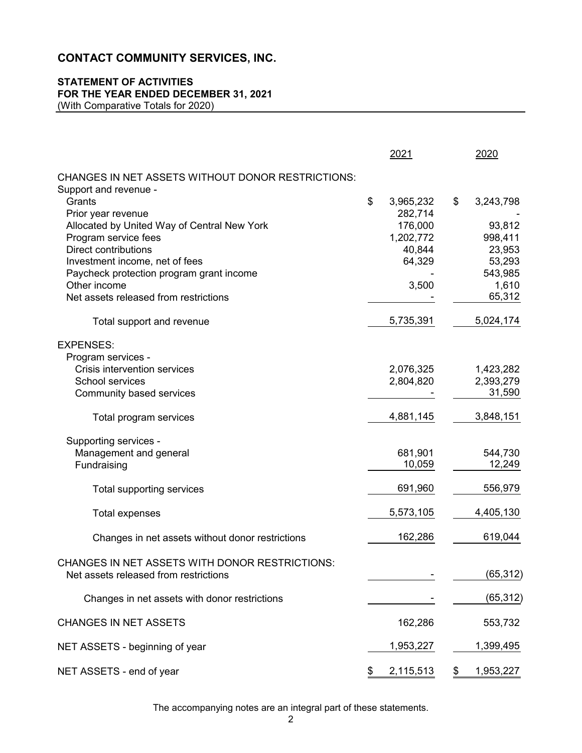# CONTACT COMMUNITY SERVICES, INC.

**STATEMENT OF ACTIVITIES**
**FOR THE YEAR ENDED DECEMBER 31, 2021**
(With Comparative Totals for 2020)

| | 2021 | 2020 |
|---|---|---|
| CHANGES IN NET ASSETS WITHOUT DONOR RESTRICTIONS: | | |
| Support and revenue - | | |
| Grants | $ 3,965,232 | $ 3,243,798 |
| Prior year revenue | 282,714 | - |
| Allocated by United Way of Central New York | 176,000 | 93,812 |
| Program service fees | 1,202,772 | 998,411 |
| Direct contributions | 40,844 | 23,953 |
| Investment income, net of fees | 64,329 | 53,293 |
| Paycheck protection program grant income | - | 543,985 |
| Other income | 3,500 | 1,610 |
| Net assets released from restrictions | - | 65,312 |
| Total support and revenue | 5,735,391 | 5,024,174 |
| EXPENSES: | | |
| Program services - | | |
| Crisis intervention services | 2,076,325 | 1,423,282 |
| School services | 2,804,820 | 2,393,279 |
| Community based services | - | 31,590 |
| Total program services | 4,881,145 | 3,848,151 |
| Supporting services - | | |
| Management and general | 681,901 | 544,730 |
| Fundraising | 10,059 | 12,249 |
| Total supporting services | 691,960 | 556,979 |
| Total expenses | 5,573,105 | 4,405,130 |
| Changes in net assets without donor restrictions | 162,286 | 619,044 |
| CHANGES IN NET ASSETS WITH DONOR RESTRICTIONS: | | |
| Net assets released from restrictions | - | (65,312) |
| Changes in net assets with donor restrictions | - | (65,312) |
| CHANGES IN NET ASSETS | 162,286 | 553,732 |
| NET ASSETS - beginning of year | 1,953,227 | 1,399,495 |
| NET ASSETS - end of year | $ 2,115,513 | $ 1,953,227 |

The accompanying notes are an integral part of these statements.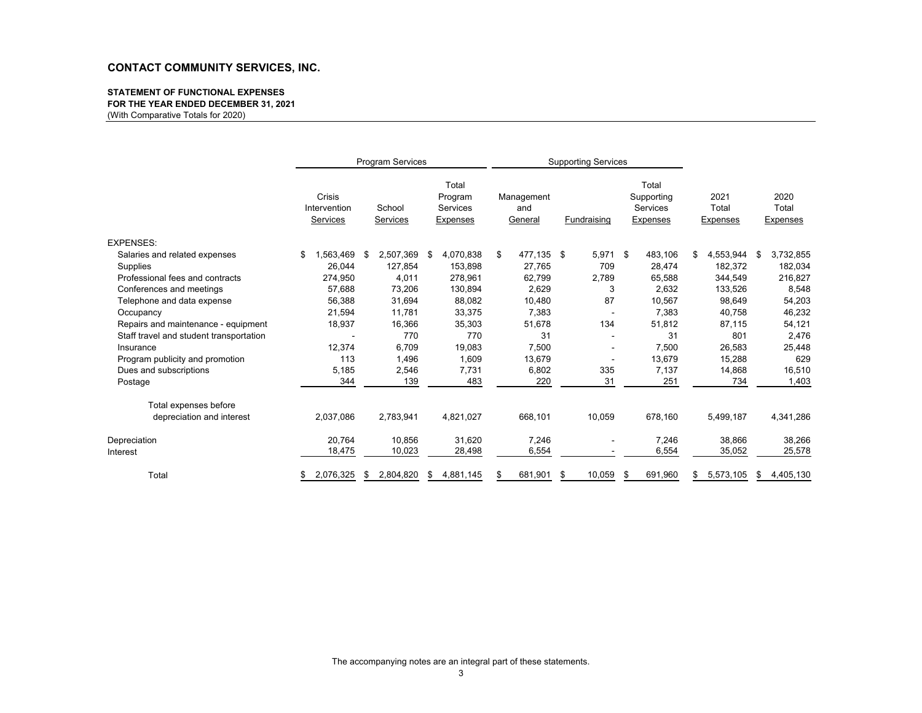## CONTACT COMMUNITY SERVICES, INC.

**STATEMENT OF FUNCTIONAL EXPENSES**
**FOR THE YEAR ENDED DECEMBER 31, 2021**
(With Comparative Totals for 2020)

| | Program Services | | | Supporting Services | | | | |
|---|---|---|---|---|---|---|---|---|
| | Crisis Intervention Services | School Services | Total Program Services Expenses | Management and General | Fundraising | Total Supporting Services Expenses | 2021 Total Expenses | 2020 Total Expenses |
| EXPENSES: | | | | | | | | |
| Salaries and related expenses | $ 1,563,469 | $ 2,507,369 | $ 4,070,838 | $ 477,135 | $ 5,971 | $ 483,106 | $ 4,553,944 | $ 3,732,855 |
| Supplies | 26,044 | 127,854 | 153,898 | 27,765 | 709 | 28,474 | 182,372 | 182,034 |
| Professional fees and contracts | 274,950 | 4,011 | 278,961 | 62,799 | 2,789 | 65,588 | 344,549 | 216,827 |
| Conferences and meetings | 57,688 | 73,206 | 130,894 | 2,629 | 3 | 2,632 | 133,526 | 8,548 |
| Telephone and data expense | 56,388 | 31,694 | 88,082 | 10,480 | 87 | 10,567 | 98,649 | 54,203 |
| Occupancy | 21,594 | 11,781 | 33,375 | 7,383 | - | 7,383 | 40,758 | 46,232 |
| Repairs and maintenance - equipment | 18,937 | 16,366 | 35,303 | 51,678 | 134 | 51,812 | 87,115 | 54,121 |
| Staff travel and student transportation | - | 770 | 770 | 31 | - | 31 | 801 | 2,476 |
| Insurance | 12,374 | 6,709 | 19,083 | 7,500 | - | 7,500 | 26,583 | 25,448 |
| Program publicity and promotion | 113 | 1,496 | 1,609 | 13,679 | - | 13,679 | 15,288 | 629 |
| Dues and subscriptions | 5,185 | 2,546 | 7,731 | 6,802 | 335 | 7,137 | 14,868 | 16,510 |
| Postage | 344 | 139 | 483 | 220 | 31 | 251 | 734 | 1,403 |
| Total expenses before depreciation and interest | 2,037,086 | 2,783,941 | 4,821,027 | 668,101 | 10,059 | 678,160 | 5,499,187 | 4,341,286 |
| Depreciation | 20,764 | 10,856 | 31,620 | 7,246 | - | 7,246 | 38,866 | 38,266 |
| Interest | 18,475 | 10,023 | 28,498 | 6,554 | - | 6,554 | 35,052 | 25,578 |
| Total | $ 2,076,325 | $ 2,804,820 | $ 4,881,145 | $ 681,901 | $ 10,059 | $ 691,960 | $ 5,573,105 | $ 4,405,130 |

The accompanying notes are an integral part of these statements.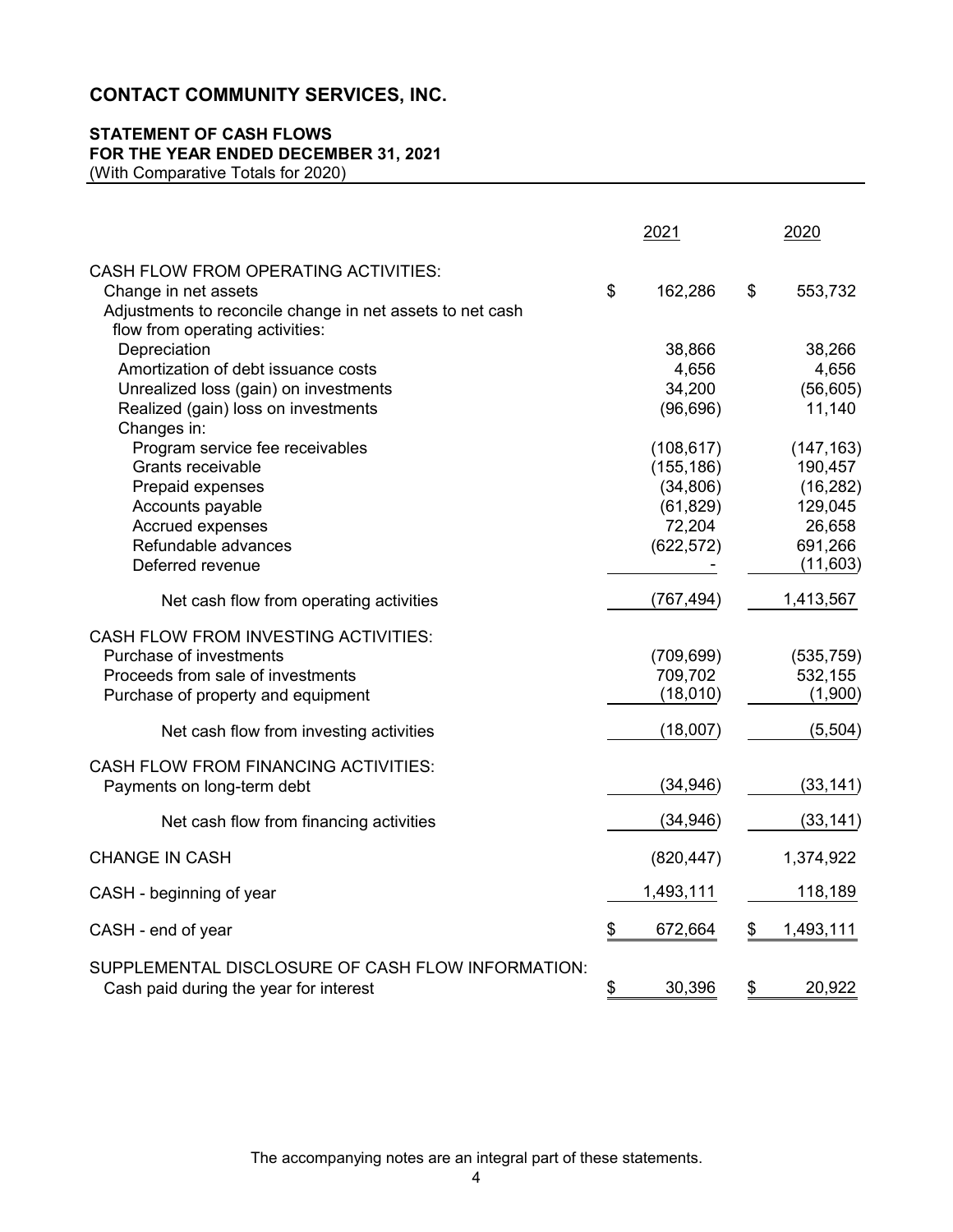# CONTACT COMMUNITY SERVICES, INC.

**STATEMENT OF CASH FLOWS**
**FOR THE YEAR ENDED DECEMBER 31, 2021**
(With Comparative Totals for 2020)

| | 2021 | 2020 |
|---|---|---|
| CASH FLOW FROM OPERATING ACTIVITIES: | | |
| Change in net assets | $ 162,286 | $ 553,732 |
| Adjustments to reconcile change in net assets to net cash flow from operating activities: | | |
| Depreciation | 38,866 | 38,266 |
| Amortization of debt issuance costs | 4,656 | 4,656 |
| Unrealized loss (gain) on investments | 34,200 | (56,605) |
| Realized (gain) loss on investments | (96,696) | 11,140 |
| Changes in: | | |
| Program service fee receivables | (108,617) | (147,163) |
| Grants receivable | (155,186) | 190,457 |
| Prepaid expenses | (34,806) | (16,282) |
| Accounts payable | (61,829) | 129,045 |
| Accrued expenses | 72,204 | 26,658 |
| Refundable advances | (622,572) | 691,266 |
| Deferred revenue | - | (11,603) |
| Net cash flow from operating activities | (767,494) | 1,413,567 |
| CASH FLOW FROM INVESTING ACTIVITIES: | | |
| Purchase of investments | (709,699) | (535,759) |
| Proceeds from sale of investments | 709,702 | 532,155 |
| Purchase of property and equipment | (18,010) | (1,900) |
| Net cash flow from investing activities | (18,007) | (5,504) |
| CASH FLOW FROM FINANCING ACTIVITIES: | | |
| Payments on long-term debt | (34,946) | (33,141) |
| Net cash flow from financing activities | (34,946) | (33,141) |
| CHANGE IN CASH | (820,447) | 1,374,922 |
| CASH - beginning of year | 1,493,111 | 118,189 |
| CASH - end of year | $ 672,664 | $ 1,493,111 |
| SUPPLEMENTAL DISCLOSURE OF CASH FLOW INFORMATION: | | |
| Cash paid during the year for interest | $ 30,396 | $ 20,922 |

The accompanying notes are an integral part of these statements.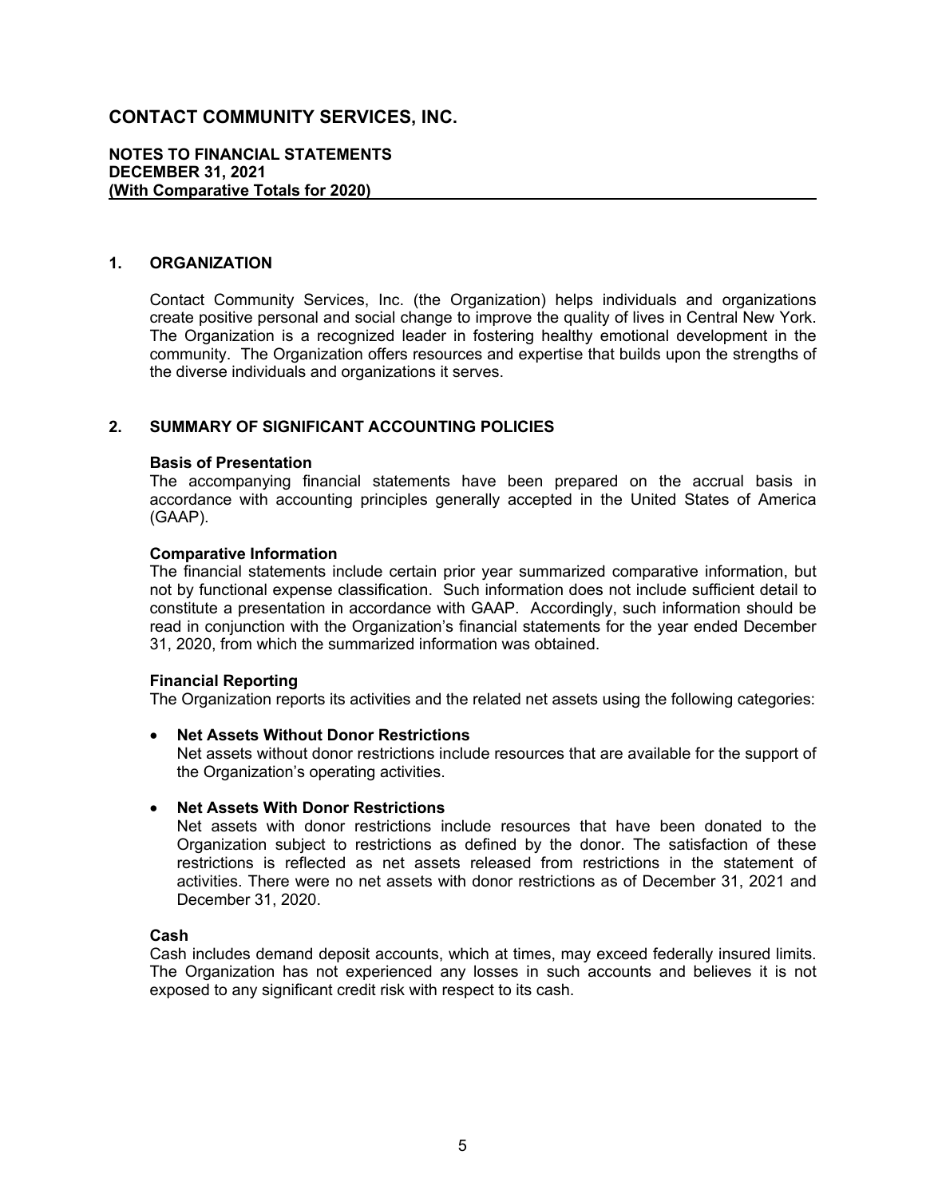# CONTACT COMMUNITY SERVICES, INC.

**NOTES TO FINANCIAL STATEMENTS**
**DECEMBER 31, 2021**
**(With Comparative Totals for 2020)**

## 1. ORGANIZATION

Contact Community Services, Inc. (the Organization) helps individuals and organizations create positive personal and social change to improve the quality of lives in Central New York. The Organization is a recognized leader in fostering healthy emotional development in the community. The Organization offers resources and expertise that builds upon the strengths of the diverse individuals and organizations it serves.

## 2. SUMMARY OF SIGNIFICANT ACCOUNTING POLICIES

**Basis of Presentation**
The accompanying financial statements have been prepared on the accrual basis in accordance with accounting principles generally accepted in the United States of America (GAAP).

**Comparative Information**
The financial statements include certain prior year summarized comparative information, but not by functional expense classification. Such information does not include sufficient detail to constitute a presentation in accordance with GAAP. Accordingly, such information should be read in conjunction with the Organization's financial statements for the year ended December 31, 2020, from which the summarized information was obtained.

**Financial Reporting**
The Organization reports its activities and the related net assets using the following categories:

- **Net Assets Without Donor Restrictions**
  Net assets without donor restrictions include resources that are available for the support of the Organization's operating activities.

- **Net Assets With Donor Restrictions**
  Net assets with donor restrictions include resources that have been donated to the Organization subject to restrictions as defined by the donor. The satisfaction of these restrictions is reflected as net assets released from restrictions in the statement of activities. There were no net assets with donor restrictions as of December 31, 2021 and December 31, 2020.

**Cash**
Cash includes demand deposit accounts, which at times, may exceed federally insured limits. The Organization has not experienced any losses in such accounts and believes it is not exposed to any significant credit risk with respect to its cash.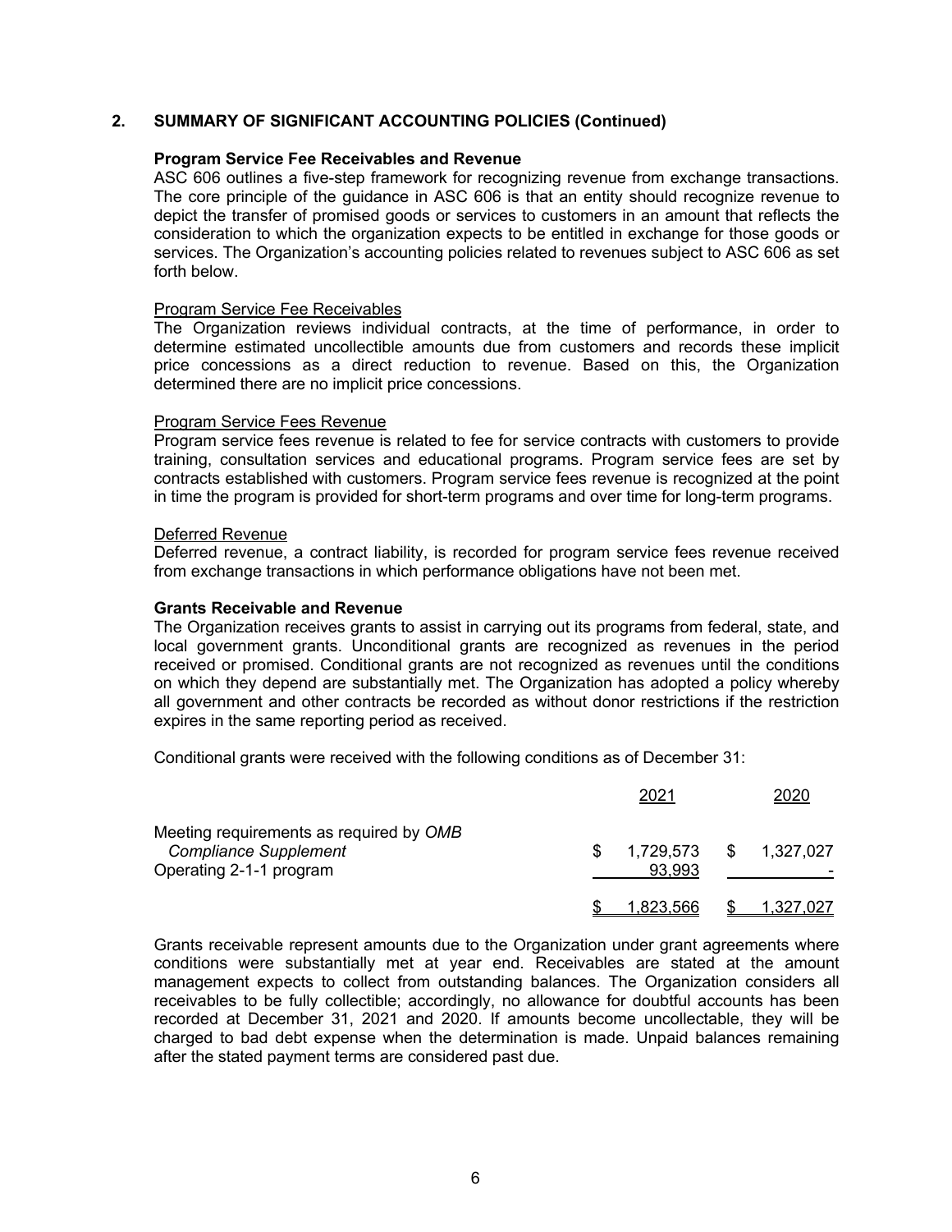## 2. SUMMARY OF SIGNIFICANT ACCOUNTING POLICIES (Continued)

### Program Service Fee Receivables and Revenue

ASC 606 outlines a five-step framework for recognizing revenue from exchange transactions. The core principle of the guidance in ASC 606 is that an entity should recognize revenue to depict the transfer of promised goods or services to customers in an amount that reflects the consideration to which the organization expects to be entitled in exchange for those goods or services. The Organization's accounting policies related to revenues subject to ASC 606 as set forth below.

Program Service Fee Receivables

The Organization reviews individual contracts, at the time of performance, in order to determine estimated uncollectible amounts due from customers and records these implicit price concessions as a direct reduction to revenue. Based on this, the Organization determined there are no implicit price concessions.

Program Service Fees Revenue

Program service fees revenue is related to fee for service contracts with customers to provide training, consultation services and educational programs. Program service fees are set by contracts established with customers. Program service fees revenue is recognized at the point in time the program is provided for short-term programs and over time for long-term programs.

Deferred Revenue

Deferred revenue, a contract liability, is recorded for program service fees revenue received from exchange transactions in which performance obligations have not been met.

### Grants Receivable and Revenue

The Organization receives grants to assist in carrying out its programs from federal, state, and local government grants. Unconditional grants are recognized as revenues in the period received or promised. Conditional grants are not recognized as revenues until the conditions on which they depend are substantially met. The Organization has adopted a policy whereby all government and other contracts be recorded as without donor restrictions if the restriction expires in the same reporting period as received.

Conditional grants were received with the following conditions as of December 31:

| | 2021 | 2020 |
|---|---|---|
| Meeting requirements as required by *OMB Compliance Supplement* | $ 1,729,573 | $ 1,327,027 |
| Operating 2-1-1 program | 93,993 | - |
| | $ 1,823,566 | $ 1,327,027 |

Grants receivable represent amounts due to the Organization under grant agreements where conditions were substantially met at year end. Receivables are stated at the amount management expects to collect from outstanding balances. The Organization considers all receivables to be fully collectible; accordingly, no allowance for doubtful accounts has been recorded at December 31, 2021 and 2020. If amounts become uncollectable, they will be charged to bad debt expense when the determination is made. Unpaid balances remaining after the stated payment terms are considered past due.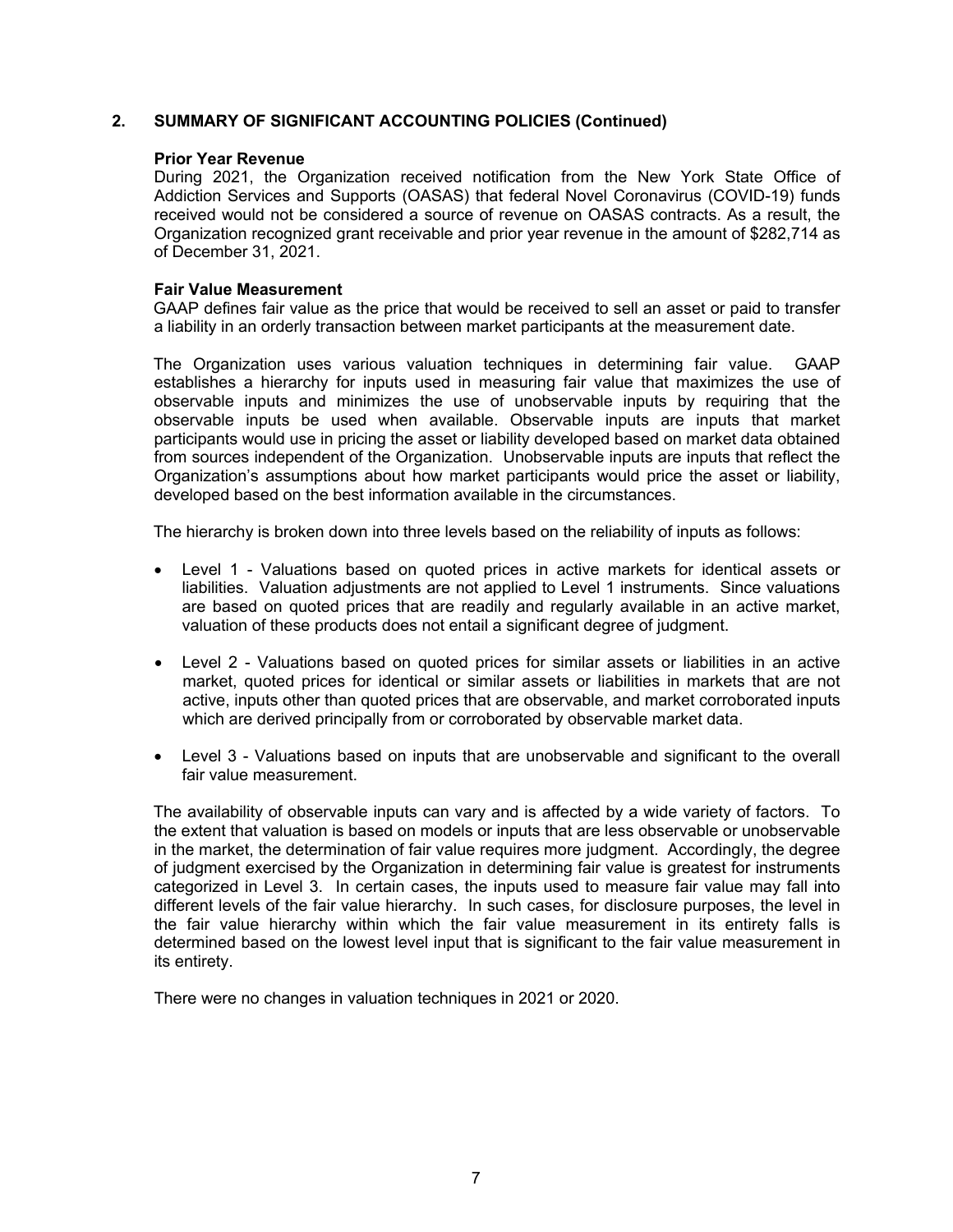## 2. SUMMARY OF SIGNIFICANT ACCOUNTING POLICIES (Continued)

### Prior Year Revenue

During 2021, the Organization received notification from the New York State Office of Addiction Services and Supports (OASAS) that federal Novel Coronavirus (COVID-19) funds received would not be considered a source of revenue on OASAS contracts. As a result, the Organization recognized grant receivable and prior year revenue in the amount of $282,714 as of December 31, 2021.

### Fair Value Measurement

GAAP defines fair value as the price that would be received to sell an asset or paid to transfer a liability in an orderly transaction between market participants at the measurement date.

The Organization uses various valuation techniques in determining fair value. GAAP establishes a hierarchy for inputs used in measuring fair value that maximizes the use of observable inputs and minimizes the use of unobservable inputs by requiring that the observable inputs be used when available. Observable inputs are inputs that market participants would use in pricing the asset or liability developed based on market data obtained from sources independent of the Organization. Unobservable inputs are inputs that reflect the Organization's assumptions about how market participants would price the asset or liability, developed based on the best information available in the circumstances.

The hierarchy is broken down into three levels based on the reliability of inputs as follows:

- Level 1 - Valuations based on quoted prices in active markets for identical assets or liabilities. Valuation adjustments are not applied to Level 1 instruments. Since valuations are based on quoted prices that are readily and regularly available in an active market, valuation of these products does not entail a significant degree of judgment.
- Level 2 - Valuations based on quoted prices for similar assets or liabilities in an active market, quoted prices for identical or similar assets or liabilities in markets that are not active, inputs other than quoted prices that are observable, and market corroborated inputs which are derived principally from or corroborated by observable market data.
- Level 3 - Valuations based on inputs that are unobservable and significant to the overall fair value measurement.

The availability of observable inputs can vary and is affected by a wide variety of factors. To the extent that valuation is based on models or inputs that are less observable or unobservable in the market, the determination of fair value requires more judgment. Accordingly, the degree of judgment exercised by the Organization in determining fair value is greatest for instruments categorized in Level 3. In certain cases, the inputs used to measure fair value may fall into different levels of the fair value hierarchy. In such cases, for disclosure purposes, the level in the fair value hierarchy within which the fair value measurement in its entirety falls is determined based on the lowest level input that is significant to the fair value measurement in its entirety.

There were no changes in valuation techniques in 2021 or 2020.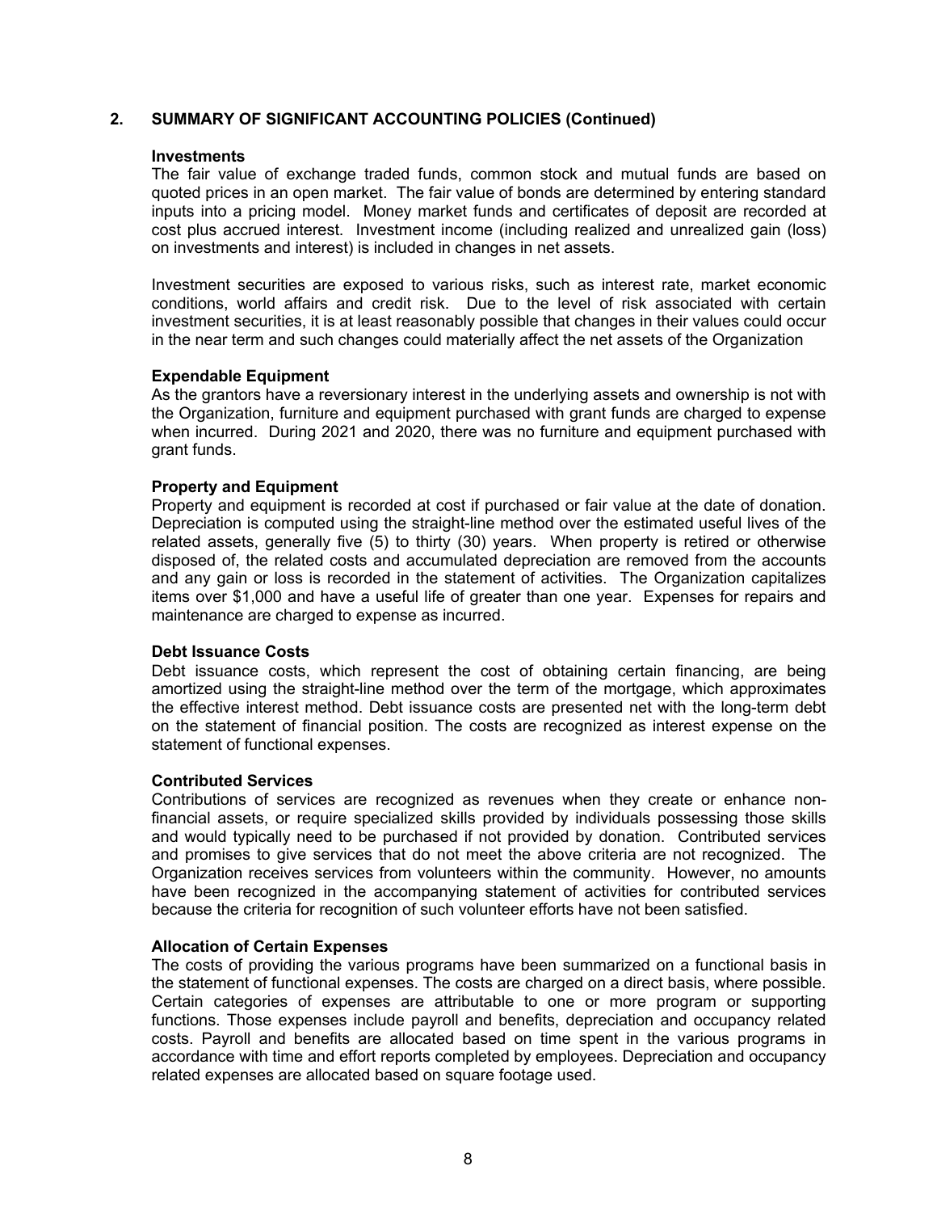## 2. SUMMARY OF SIGNIFICANT ACCOUNTING POLICIES (Continued)

### Investments

The fair value of exchange traded funds, common stock and mutual funds are based on quoted prices in an open market. The fair value of bonds are determined by entering standard inputs into a pricing model. Money market funds and certificates of deposit are recorded at cost plus accrued interest. Investment income (including realized and unrealized gain (loss) on investments and interest) is included in changes in net assets.

Investment securities are exposed to various risks, such as interest rate, market economic conditions, world affairs and credit risk. Due to the level of risk associated with certain investment securities, it is at least reasonably possible that changes in their values could occur in the near term and such changes could materially affect the net assets of the Organization

### Expendable Equipment

As the grantors have a reversionary interest in the underlying assets and ownership is not with the Organization, furniture and equipment purchased with grant funds are charged to expense when incurred. During 2021 and 2020, there was no furniture and equipment purchased with grant funds.

### Property and Equipment

Property and equipment is recorded at cost if purchased or fair value at the date of donation. Depreciation is computed using the straight-line method over the estimated useful lives of the related assets, generally five (5) to thirty (30) years. When property is retired or otherwise disposed of, the related costs and accumulated depreciation are removed from the accounts and any gain or loss is recorded in the statement of activities. The Organization capitalizes items over $1,000 and have a useful life of greater than one year. Expenses for repairs and maintenance are charged to expense as incurred.

### Debt Issuance Costs

Debt issuance costs, which represent the cost of obtaining certain financing, are being amortized using the straight-line method over the term of the mortgage, which approximates the effective interest method. Debt issuance costs are presented net with the long-term debt on the statement of financial position. The costs are recognized as interest expense on the statement of functional expenses.

### Contributed Services

Contributions of services are recognized as revenues when they create or enhance non-financial assets, or require specialized skills provided by individuals possessing those skills and would typically need to be purchased if not provided by donation. Contributed services and promises to give services that do not meet the above criteria are not recognized. The Organization receives services from volunteers within the community. However, no amounts have been recognized in the accompanying statement of activities for contributed services because the criteria for recognition of such volunteer efforts have not been satisfied.

### Allocation of Certain Expenses

The costs of providing the various programs have been summarized on a functional basis in the statement of functional expenses. The costs are charged on a direct basis, where possible. Certain categories of expenses are attributable to one or more program or supporting functions. Those expenses include payroll and benefits, depreciation and occupancy related costs. Payroll and benefits are allocated based on time spent in the various programs in accordance with time and effort reports completed by employees. Depreciation and occupancy related expenses are allocated based on square footage used.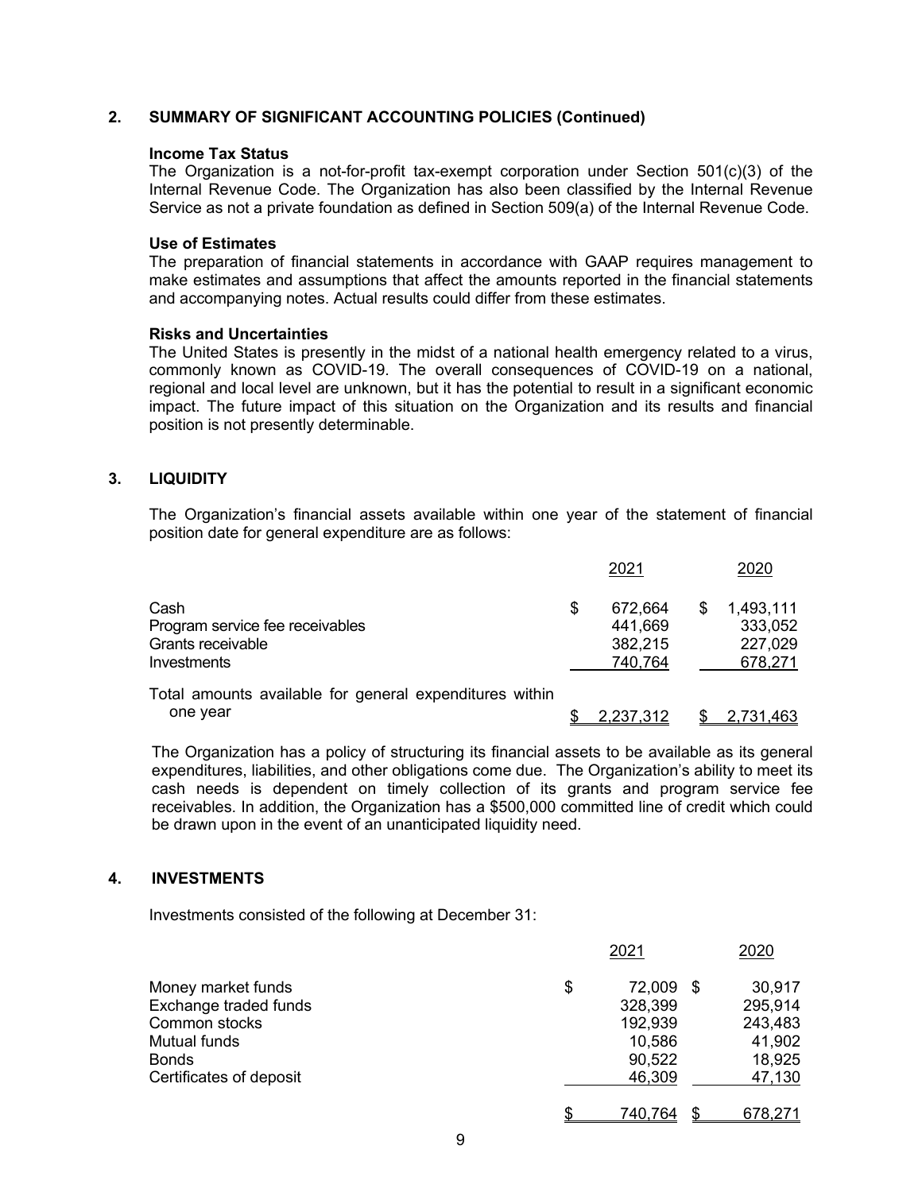## 2. SUMMARY OF SIGNIFICANT ACCOUNTING POLICIES (Continued)

**Income Tax Status**

The Organization is a not-for-profit tax-exempt corporation under Section 501(c)(3) of the Internal Revenue Code. The Organization has also been classified by the Internal Revenue Service as not a private foundation as defined in Section 509(a) of the Internal Revenue Code.

**Use of Estimates**

The preparation of financial statements in accordance with GAAP requires management to make estimates and assumptions that affect the amounts reported in the financial statements and accompanying notes. Actual results could differ from these estimates.

**Risks and Uncertainties**

The United States is presently in the midst of a national health emergency related to a virus, commonly known as COVID-19. The overall consequences of COVID-19 on a national, regional and local level are unknown, but it has the potential to result in a significant economic impact. The future impact of this situation on the Organization and its results and financial position is not presently determinable.

## 3. LIQUIDITY

The Organization's financial assets available within one year of the statement of financial position date for general expenditure are as follows:

| | 2021 | 2020 |
|---|---|---|
| Cash | $ 672,664 | $ 1,493,111 |
| Program service fee receivables | 441,669 | 333,052 |
| Grants receivable | 382,215 | 227,029 |
| Investments | 740,764 | 678,271 |
| Total amounts available for general expenditures within one year | $ 2,237,312 | $ 2,731,463 |

The Organization has a policy of structuring its financial assets to be available as its general expenditures, liabilities, and other obligations come due. The Organization's ability to meet its cash needs is dependent on timely collection of its grants and program service fee receivables. In addition, the Organization has a $500,000 committed line of credit which could be drawn upon in the event of an unanticipated liquidity need.

## 4. INVESTMENTS

Investments consisted of the following at December 31:

| | 2021 | 2020 |
|---|---|---|
| Money market funds | $ 72,009 | $ 30,917 |
| Exchange traded funds | 328,399 | 295,914 |
| Common stocks | 192,939 | 243,483 |
| Mutual funds | 10,586 | 41,902 |
| Bonds | 90,522 | 18,925 |
| Certificates of deposit | 46,309 | 47,130 |
| | $ 740,764 | $ 678,271 |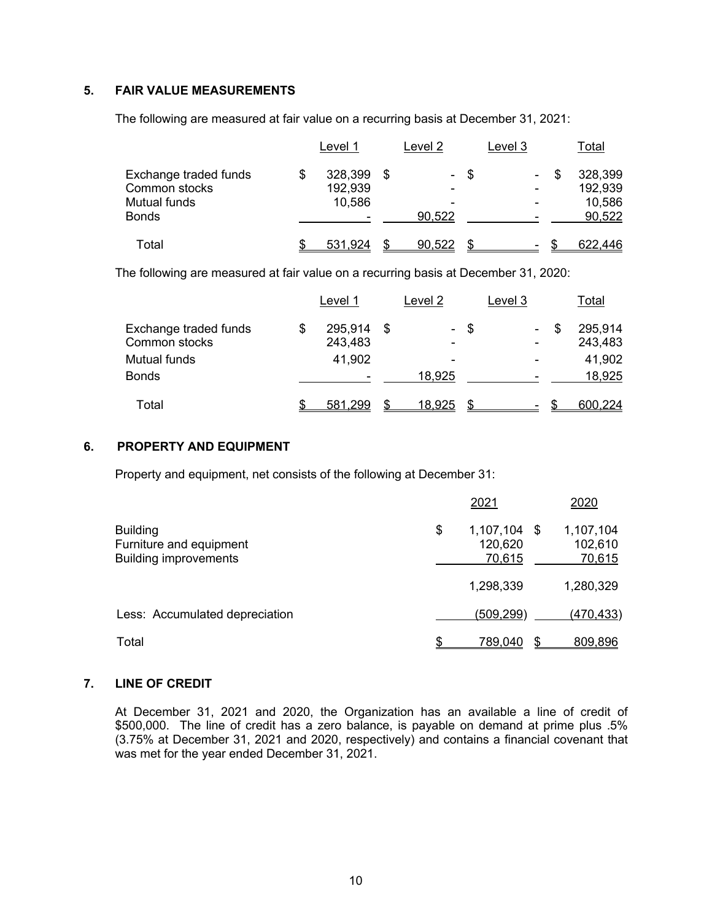## 5. FAIR VALUE MEASUREMENTS

The following are measured at fair value on a recurring basis at December 31, 2021:

| | Level 1 | Level 2 | Level 3 | Total |
|---|---|---|---|---|
| Exchange traded funds | $ 328,399 | $ - | $ - | $ 328,399 |
| Common stocks | 192,939 | - | - | 192,939 |
| Mutual funds | 10,586 | - | - | 10,586 |
| Bonds | - | 90,522 | - | 90,522 |
| Total | $ 531,924 | $ 90,522 | $ - | $ 622,446 |

The following are measured at fair value on a recurring basis at December 31, 2020:

| | Level 1 | Level 2 | Level 3 | Total |
|---|---|---|---|---|
| Exchange traded funds | $ 295,914 | $ - | $ - | $ 295,914 |
| Common stocks | 243,483 | - | - | 243,483 |
| Mutual funds | 41,902 | - | - | 41,902 |
| Bonds | - | 18,925 | - | 18,925 |
| Total | $ 581,299 | $ 18,925 | $ - | $ 600,224 |

## 6. PROPERTY AND EQUIPMENT

Property and equipment, net consists of the following at December 31:

| | 2021 | 2020 |
|---|---|---|
| Building | $ 1,107,104 | $ 1,107,104 |
| Furniture and equipment | 120,620 | 102,610 |
| Building improvements | 70,615 | 70,615 |
| | 1,298,339 | 1,280,329 |
| Less: Accumulated depreciation | (509,299) | (470,433) |
| Total | $ 789,040 | $ 809,896 |

## 7. LINE OF CREDIT

At December 31, 2021 and 2020, the Organization has an available a line of credit of $500,000. The line of credit has a zero balance, is payable on demand at prime plus .5% (3.75% at December 31, 2021 and 2020, respectively) and contains a financial covenant that was met for the year ended December 31, 2021.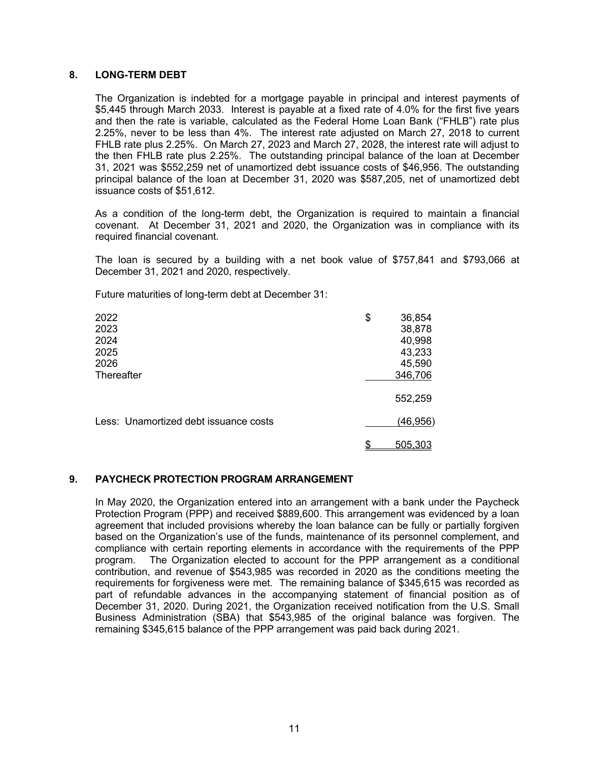## 8. LONG-TERM DEBT

The Organization is indebted for a mortgage payable in principal and interest payments of $5,445 through March 2033. Interest is payable at a fixed rate of 4.0% for the first five years and then the rate is variable, calculated as the Federal Home Loan Bank ("FHLB") rate plus 2.25%, never to be less than 4%. The interest rate adjusted on March 27, 2018 to current FHLB rate plus 2.25%. On March 27, 2023 and March 27, 2028, the interest rate will adjust to the then FHLB rate plus 2.25%. The outstanding principal balance of the loan at December 31, 2021 was $552,259 net of unamortized debt issuance costs of $46,956. The outstanding principal balance of the loan at December 31, 2020 was $587,205, net of unamortized debt issuance costs of $51,612.

As a condition of the long-term debt, the Organization is required to maintain a financial covenant. At December 31, 2021 and 2020, the Organization was in compliance with its required financial covenant.

The loan is secured by a building with a net book value of $757,841 and $793,066 at December 31, 2021 and 2020, respectively.

Future maturities of long-term debt at December 31:

| | |
|---|---|
| 2022 | $ 36,854 |
| 2023 | 38,878 |
| 2024 | 40,998 |
| 2025 | 43,233 |
| 2026 | 45,590 |
| Thereafter | 346,706 |
| | 552,259 |
| Less: Unamortized debt issuance costs | (46,956) |
| | $ 505,303 |

## 9. PAYCHECK PROTECTION PROGRAM ARRANGEMENT

In May 2020, the Organization entered into an arrangement with a bank under the Paycheck Protection Program (PPP) and received $889,600. This arrangement was evidenced by a loan agreement that included provisions whereby the loan balance can be fully or partially forgiven based on the Organization's use of the funds, maintenance of its personnel complement, and compliance with certain reporting elements in accordance with the requirements of the PPP program. The Organization elected to account for the PPP arrangement as a conditional contribution, and revenue of $543,985 was recorded in 2020 as the conditions meeting the requirements for forgiveness were met. The remaining balance of $345,615 was recorded as part of refundable advances in the accompanying statement of financial position as of December 31, 2020. During 2021, the Organization received notification from the U.S. Small Business Administration (SBA) that $543,985 of the original balance was forgiven. The remaining $345,615 balance of the PPP arrangement was paid back during 2021.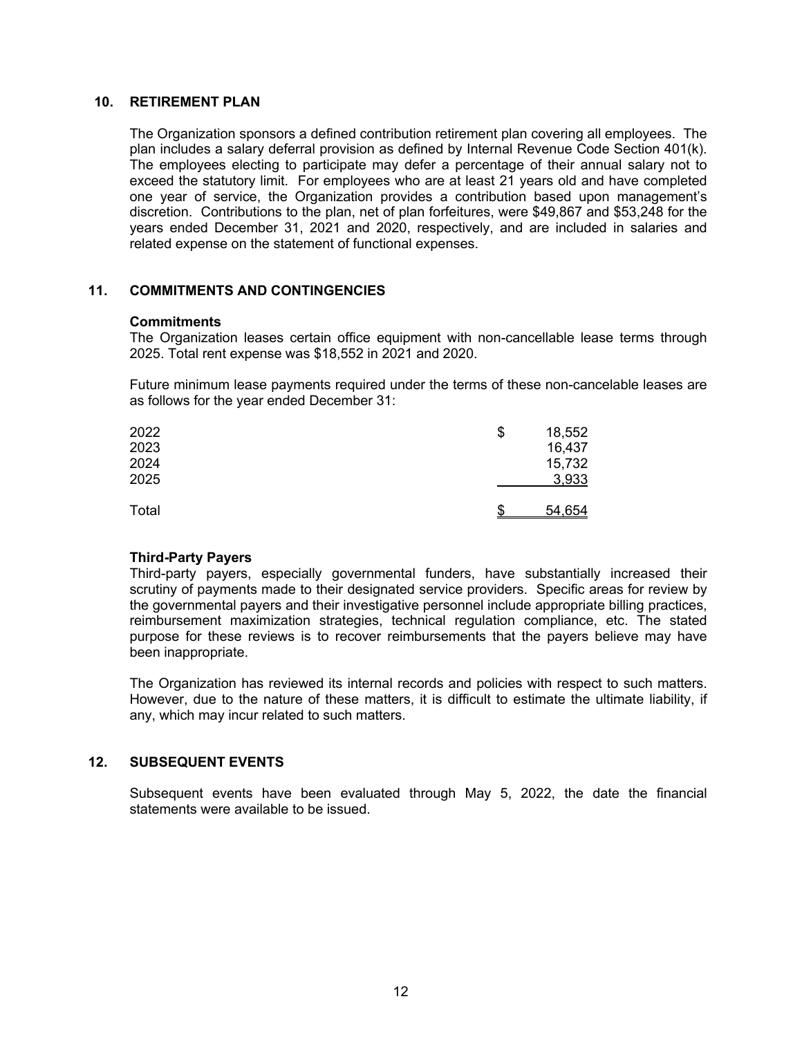## 10. RETIREMENT PLAN

The Organization sponsors a defined contribution retirement plan covering all employees. The plan includes a salary deferral provision as defined by Internal Revenue Code Section 401(k). The employees electing to participate may defer a percentage of their annual salary not to exceed the statutory limit. For employees who are at least 21 years old and have completed one year of service, the Organization provides a contribution based upon management's discretion. Contributions to the plan, net of plan forfeitures, were $49,867 and $53,248 for the years ended December 31, 2021 and 2020, respectively, and are included in salaries and related expense on the statement of functional expenses.

## 11. COMMITMENTS AND CONTINGENCIES

**Commitments**

The Organization leases certain office equipment with non-cancellable lease terms through 2025. Total rent expense was $18,552 in 2021 and 2020.

Future minimum lease payments required under the terms of these non-cancelable leases are as follows for the year ended December 31:

| | |
|---|---|
| 2022 | $ 18,552 |
| 2023 | 16,437 |
| 2024 | 15,732 |
| 2025 | 3,933 |
| Total | $ 54,654 |

**Third-Party Payers**

Third-party payers, especially governmental funders, have substantially increased their scrutiny of payments made to their designated service providers. Specific areas for review by the governmental payers and their investigative personnel include appropriate billing practices, reimbursement maximization strategies, technical regulation compliance, etc. The stated purpose for these reviews is to recover reimbursements that the payers believe may have been inappropriate.

The Organization has reviewed its internal records and policies with respect to such matters. However, due to the nature of these matters, it is difficult to estimate the ultimate liability, if any, which may incur related to such matters.

## 12. SUBSEQUENT EVENTS

Subsequent events have been evaluated through May 5, 2022, the date the financial statements were available to be issued.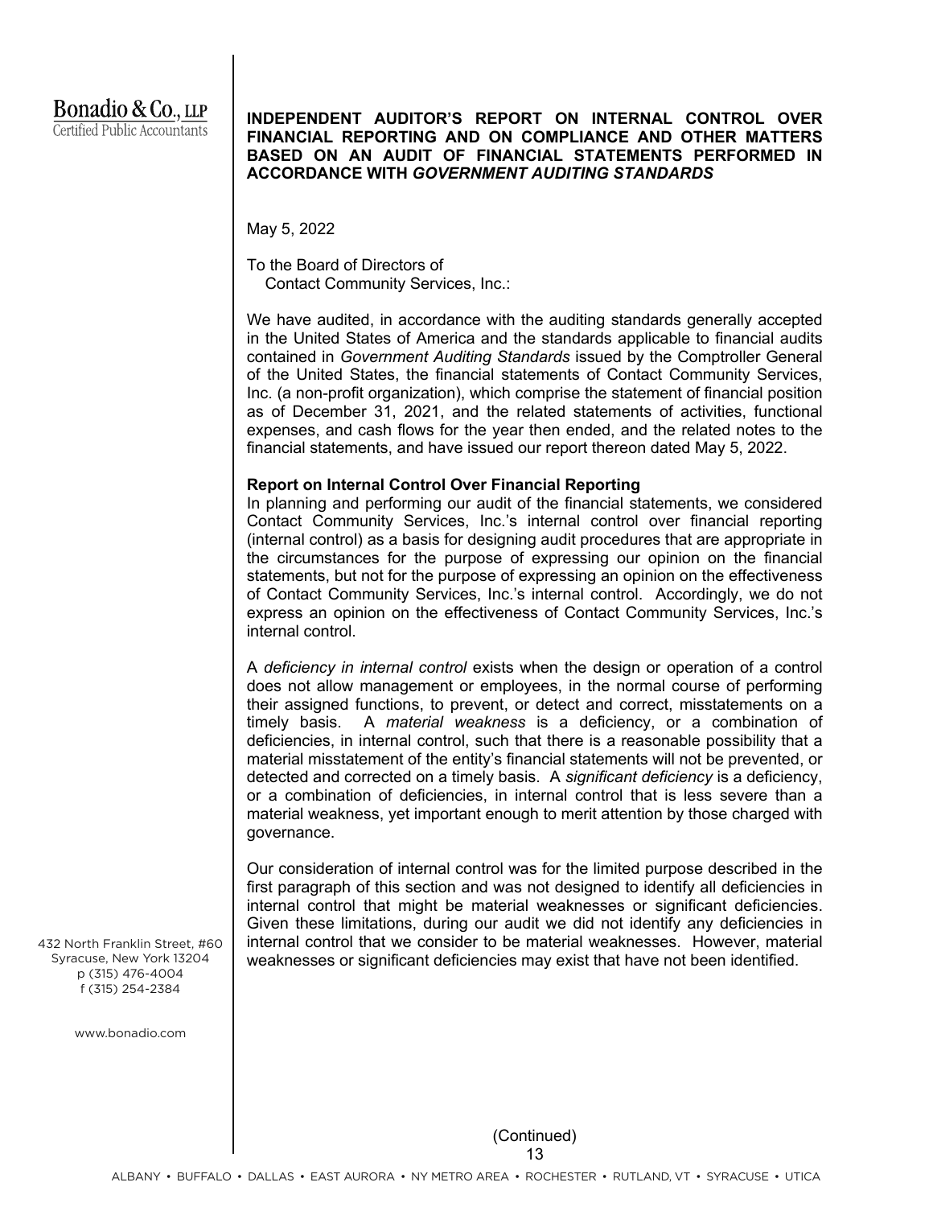**Bonadio & Co., LLP**
Certified Public Accountants

**INDEPENDENT AUDITOR'S REPORT ON INTERNAL CONTROL OVER FINANCIAL REPORTING AND ON COMPLIANCE AND OTHER MATTERS BASED ON AN AUDIT OF FINANCIAL STATEMENTS PERFORMED IN ACCORDANCE WITH *GOVERNMENT AUDITING STANDARDS***

May 5, 2022

To the Board of Directors of
Contact Community Services, Inc.:

We have audited, in accordance with the auditing standards generally accepted in the United States of America and the standards applicable to financial audits contained in *Government Auditing Standards* issued by the Comptroller General of the United States, the financial statements of Contact Community Services, Inc. (a non-profit organization), which comprise the statement of financial position as of December 31, 2021, and the related statements of activities, functional expenses, and cash flows for the year then ended, and the related notes to the financial statements, and have issued our report thereon dated May 5, 2022.

**Report on Internal Control Over Financial Reporting**

In planning and performing our audit of the financial statements, we considered Contact Community Services, Inc.'s internal control over financial reporting (internal control) as a basis for designing audit procedures that are appropriate in the circumstances for the purpose of expressing our opinion on the financial statements, but not for the purpose of expressing an opinion on the effectiveness of Contact Community Services, Inc.'s internal control. Accordingly, we do not express an opinion on the effectiveness of Contact Community Services, Inc.'s internal control.

A *deficiency in internal control* exists when the design or operation of a control does not allow management or employees, in the normal course of performing their assigned functions, to prevent, or detect and correct, misstatements on a timely basis. A *material weakness* is a deficiency, or a combination of deficiencies, in internal control, such that there is a reasonable possibility that a material misstatement of the entity's financial statements will not be prevented, or detected and corrected on a timely basis. A *significant deficiency* is a deficiency, or a combination of deficiencies, in internal control that is less severe than a material weakness, yet important enough to merit attention by those charged with governance.

Our consideration of internal control was for the limited purpose described in the first paragraph of this section and was not designed to identify all deficiencies in internal control that might be material weaknesses or significant deficiencies. Given these limitations, during our audit we did not identify any deficiencies in internal control that we consider to be material weaknesses. However, material weaknesses or significant deficiencies may exist that have not been identified.

432 North Franklin Street, #60
Syracuse, New York 13204
p (315) 476-4004
f (315) 254-2384

www.bonadio.com

(Continued)

ALBANY • BUFFALO • DALLAS • EAST AURORA • NY METRO AREA • ROCHESTER • RUTLAND, VT • SYRACUSE • UTICA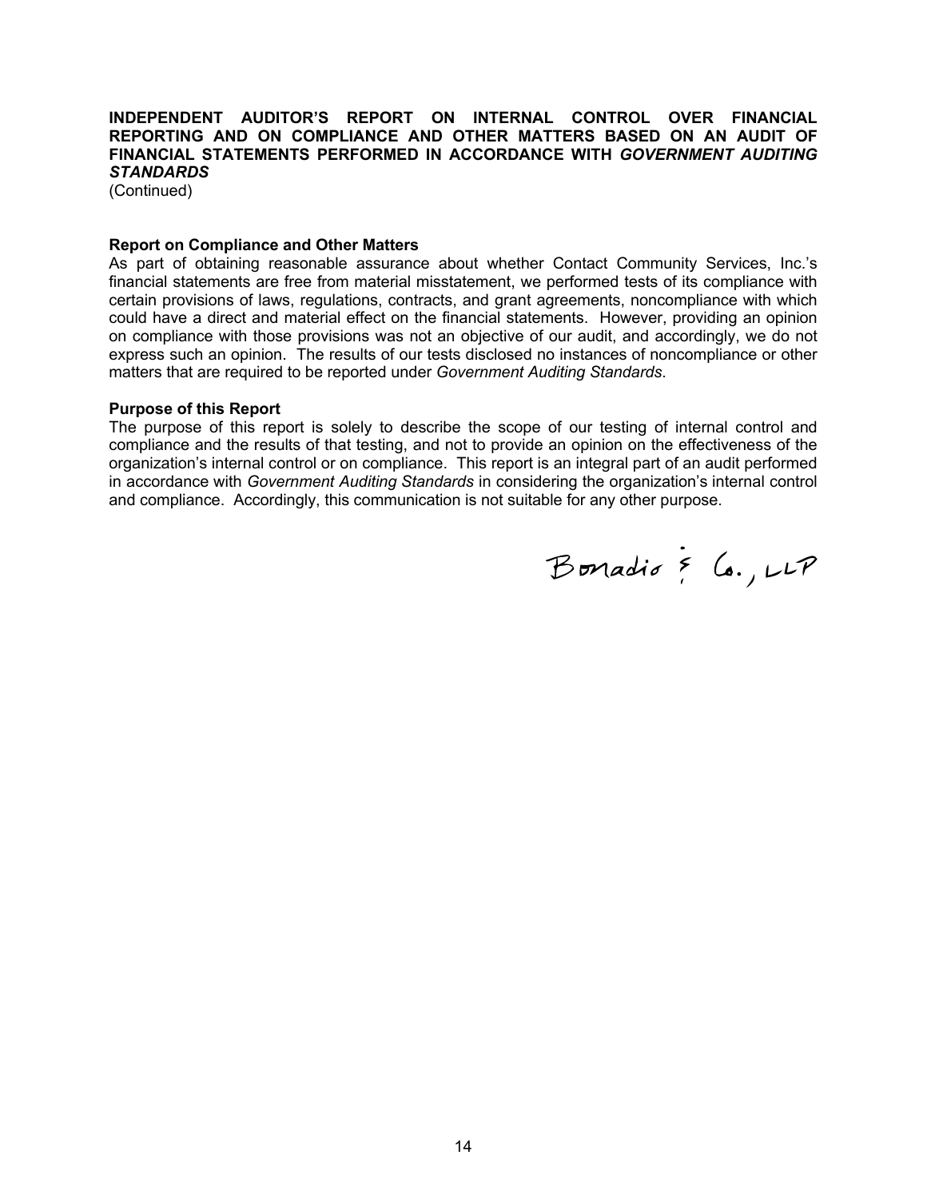**INDEPENDENT AUDITOR'S REPORT ON INTERNAL CONTROL OVER FINANCIAL REPORTING AND ON COMPLIANCE AND OTHER MATTERS BASED ON AN AUDIT OF FINANCIAL STATEMENTS PERFORMED IN ACCORDANCE WITH *GOVERNMENT AUDITING STANDARDS***
(Continued)

**Report on Compliance and Other Matters**
As part of obtaining reasonable assurance about whether Contact Community Services, Inc.'s financial statements are free from material misstatement, we performed tests of its compliance with certain provisions of laws, regulations, contracts, and grant agreements, noncompliance with which could have a direct and material effect on the financial statements. However, providing an opinion on compliance with those provisions was not an objective of our audit, and accordingly, we do not express such an opinion. The results of our tests disclosed no instances of noncompliance or other matters that are required to be reported under *Government Auditing Standards*.

**Purpose of this Report**
The purpose of this report is solely to describe the scope of our testing of internal control and compliance and the results of that testing, and not to provide an opinion on the effectiveness of the organization's internal control or on compliance. This report is an integral part of an audit performed in accordance with *Government Auditing Standards* in considering the organization's internal control and compliance. Accordingly, this communication is not suitable for any other purpose.

Bonadio & Co., LLP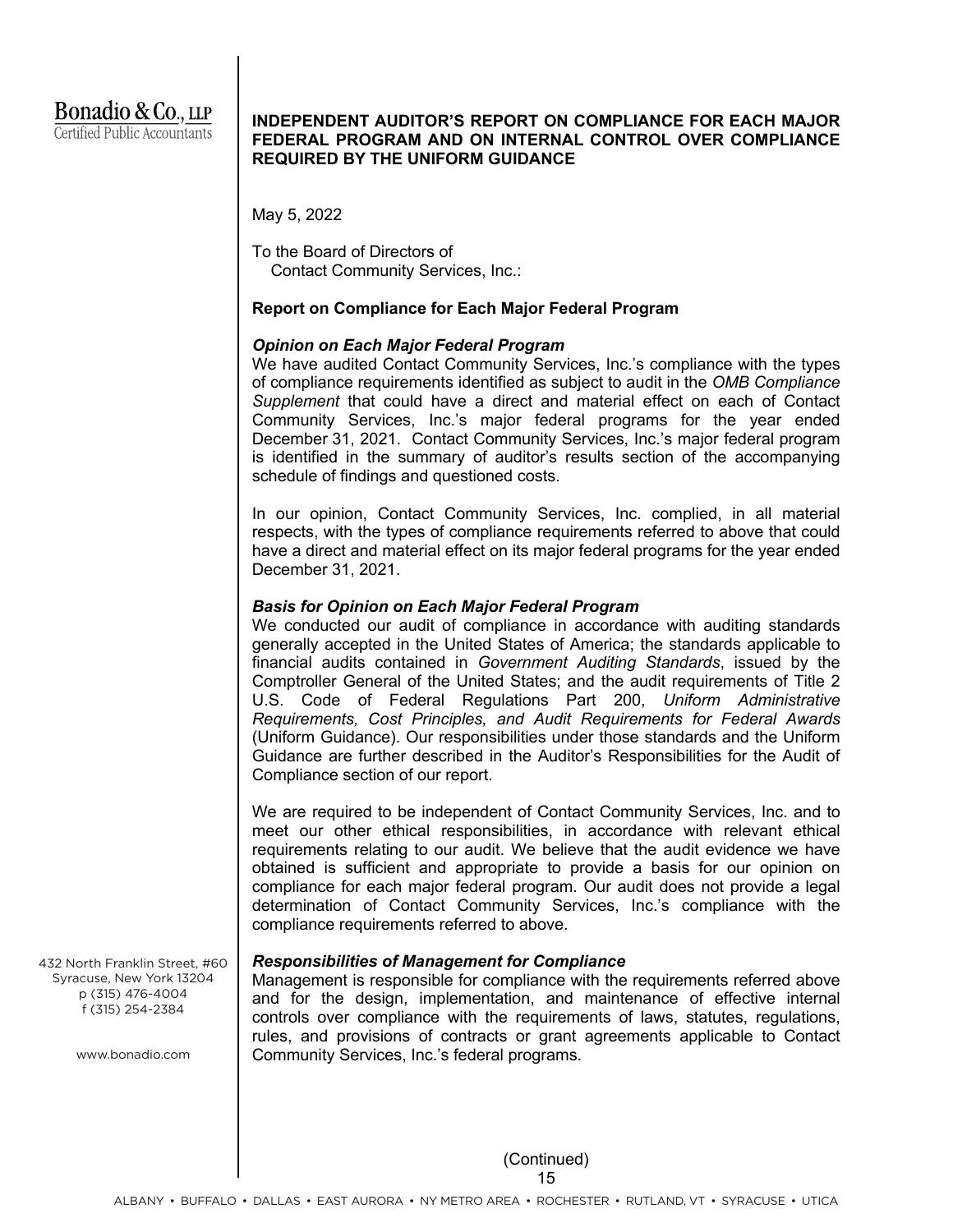Bonadio & Co., LLP
Certified Public Accountants

## INDEPENDENT AUDITOR'S REPORT ON COMPLIANCE FOR EACH MAJOR FEDERAL PROGRAM AND ON INTERNAL CONTROL OVER COMPLIANCE REQUIRED BY THE UNIFORM GUIDANCE

May 5, 2022

To the Board of Directors of
Contact Community Services, Inc.:

### Report on Compliance for Each Major Federal Program

#### *Opinion on Each Major Federal Program*

We have audited Contact Community Services, Inc.'s compliance with the types of compliance requirements identified as subject to audit in the *OMB Compliance Supplement* that could have a direct and material effect on each of Contact Community Services, Inc.'s major federal programs for the year ended December 31, 2021. Contact Community Services, Inc.'s major federal program is identified in the summary of auditor's results section of the accompanying schedule of findings and questioned costs.

In our opinion, Contact Community Services, Inc. complied, in all material respects, with the types of compliance requirements referred to above that could have a direct and material effect on its major federal programs for the year ended December 31, 2021.

#### *Basis for Opinion on Each Major Federal Program*

We conducted our audit of compliance in accordance with auditing standards generally accepted in the United States of America; the standards applicable to financial audits contained in *Government Auditing Standards*, issued by the Comptroller General of the United States; and the audit requirements of Title 2 U.S. Code of Federal Regulations Part 200, *Uniform Administrative Requirements, Cost Principles, and Audit Requirements for Federal Awards* (Uniform Guidance). Our responsibilities under those standards and the Uniform Guidance are further described in the Auditor's Responsibilities for the Audit of Compliance section of our report.

We are required to be independent of Contact Community Services, Inc. and to meet our other ethical responsibilities, in accordance with relevant ethical requirements relating to our audit. We believe that the audit evidence we have obtained is sufficient and appropriate to provide a basis for our opinion on compliance for each major federal program. Our audit does not provide a legal determination of Contact Community Services, Inc.'s compliance with the compliance requirements referred to above.

#### *Responsibilities of Management for Compliance*

Management is responsible for compliance with the requirements referred above and for the design, implementation, and maintenance of effective internal controls over compliance with the requirements of laws, statutes, regulations, rules, and provisions of contracts or grant agreements applicable to Contact Community Services, Inc.'s federal programs.

432 North Franklin Street, #60
Syracuse, New York 13204
p (315) 476-4004
f (315) 254-2384

www.bonadio.com

(Continued)

ALBANY • BUFFALO • DALLAS • EAST AURORA • NY METRO AREA • ROCHESTER • RUTLAND, VT • SYRACUSE • UTICA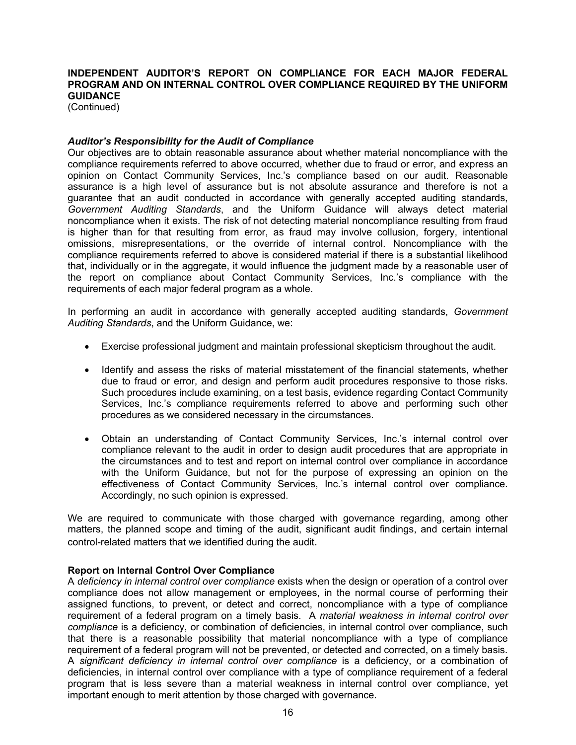**INDEPENDENT AUDITOR'S REPORT ON COMPLIANCE FOR EACH MAJOR FEDERAL PROGRAM AND ON INTERNAL CONTROL OVER COMPLIANCE REQUIRED BY THE UNIFORM GUIDANCE**
(Continued)

***Auditor's Responsibility for the Audit of Compliance***

Our objectives are to obtain reasonable assurance about whether material noncompliance with the compliance requirements referred to above occurred, whether due to fraud or error, and express an opinion on Contact Community Services, Inc.'s compliance based on our audit. Reasonable assurance is a high level of assurance but is not absolute assurance and therefore is not a guarantee that an audit conducted in accordance with generally accepted auditing standards, *Government Auditing Standards*, and the Uniform Guidance will always detect material noncompliance when it exists. The risk of not detecting material noncompliance resulting from fraud is higher than for that resulting from error, as fraud may involve collusion, forgery, intentional omissions, misrepresentations, or the override of internal control. Noncompliance with the compliance requirements referred to above is considered material if there is a substantial likelihood that, individually or in the aggregate, it would influence the judgment made by a reasonable user of the report on compliance about Contact Community Services, Inc.'s compliance with the requirements of each major federal program as a whole.

In performing an audit in accordance with generally accepted auditing standards, *Government Auditing Standards*, and the Uniform Guidance, we:

- Exercise professional judgment and maintain professional skepticism throughout the audit.
- Identify and assess the risks of material misstatement of the financial statements, whether due to fraud or error, and design and perform audit procedures responsive to those risks. Such procedures include examining, on a test basis, evidence regarding Contact Community Services, Inc.'s compliance requirements referred to above and performing such other procedures as we considered necessary in the circumstances.
- Obtain an understanding of Contact Community Services, Inc.'s internal control over compliance relevant to the audit in order to design audit procedures that are appropriate in the circumstances and to test and report on internal control over compliance in accordance with the Uniform Guidance, but not for the purpose of expressing an opinion on the effectiveness of Contact Community Services, Inc.'s internal control over compliance. Accordingly, no such opinion is expressed.

We are required to communicate with those charged with governance regarding, among other matters, the planned scope and timing of the audit, significant audit findings, and certain internal control-related matters that we identified during the audit.

**Report on Internal Control Over Compliance**

A *deficiency in internal control over compliance* exists when the design or operation of a control over compliance does not allow management or employees, in the normal course of performing their assigned functions, to prevent, or detect and correct, noncompliance with a type of compliance requirement of a federal program on a timely basis. A *material weakness in internal control over compliance* is a deficiency, or combination of deficiencies, in internal control over compliance, such that there is a reasonable possibility that material noncompliance with a type of compliance requirement of a federal program will not be prevented, or detected and corrected, on a timely basis. A *significant deficiency in internal control over compliance* is a deficiency, or a combination of deficiencies, in internal control over compliance with a type of compliance requirement of a federal program that is less severe than a material weakness in internal control over compliance, yet important enough to merit attention by those charged with governance.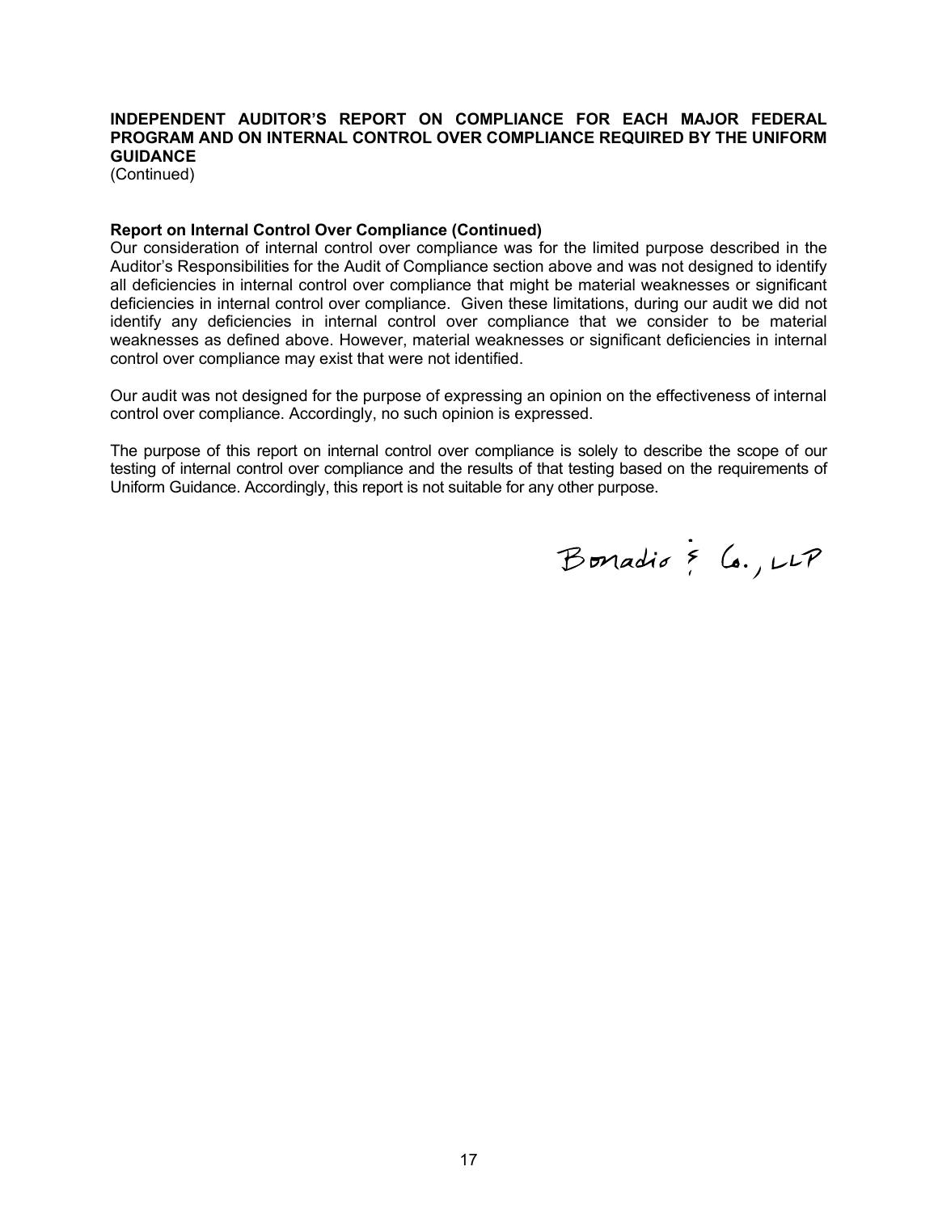**INDEPENDENT AUDITOR'S REPORT ON COMPLIANCE FOR EACH MAJOR FEDERAL PROGRAM AND ON INTERNAL CONTROL OVER COMPLIANCE REQUIRED BY THE UNIFORM GUIDANCE**
(Continued)

**Report on Internal Control Over Compliance (Continued)**

Our consideration of internal control over compliance was for the limited purpose described in the Auditor's Responsibilities for the Audit of Compliance section above and was not designed to identify all deficiencies in internal control over compliance that might be material weaknesses or significant deficiencies in internal control over compliance. Given these limitations, during our audit we did not identify any deficiencies in internal control over compliance that we consider to be material weaknesses as defined above. However, material weaknesses or significant deficiencies in internal control over compliance may exist that were not identified.

Our audit was not designed for the purpose of expressing an opinion on the effectiveness of internal control over compliance. Accordingly, no such opinion is expressed.

The purpose of this report on internal control over compliance is solely to describe the scope of our testing of internal control over compliance and the results of that testing based on the requirements of Uniform Guidance. Accordingly, this report is not suitable for any other purpose.

Bonadio & Co., LLP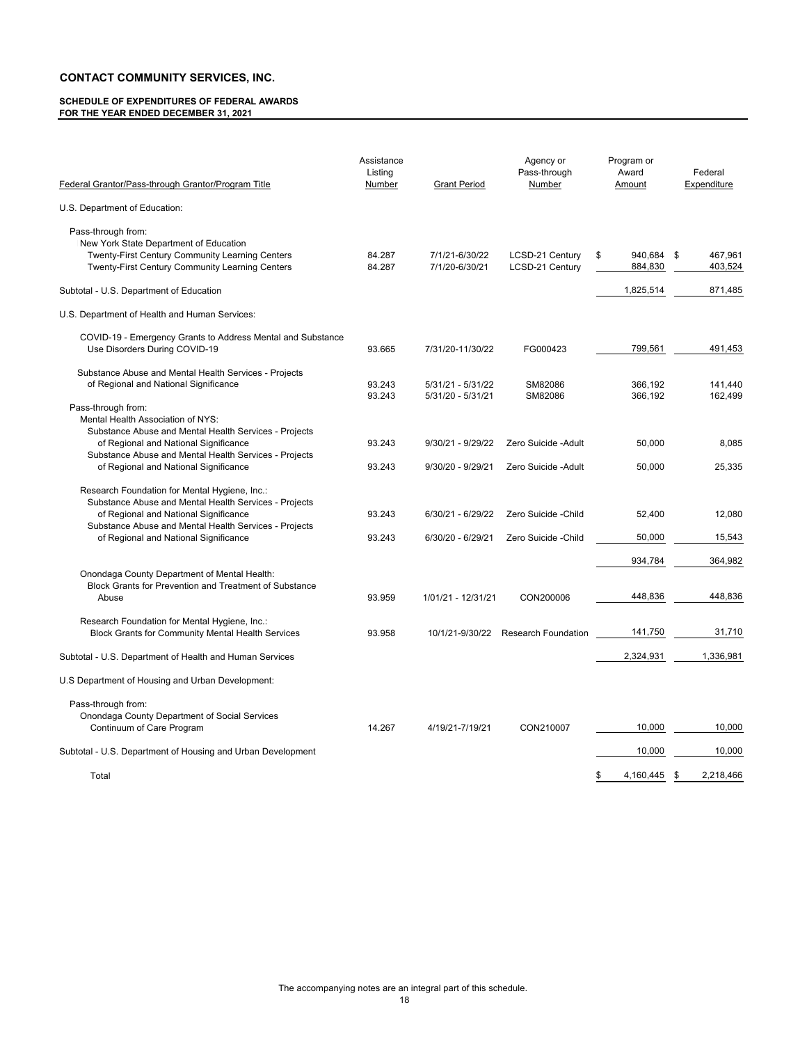# CONTACT COMMUNITY SERVICES, INC.

**SCHEDULE OF EXPENDITURES OF FEDERAL AWARDS**
**FOR THE YEAR ENDED DECEMBER 31, 2021**

| Federal Grantor/Pass-through Grantor/Program Title | Assistance Listing Number | Grant Period | Agency or Pass-through Number | Program or Award Amount | Federal Expenditure |
|---|---|---|---|---|---|
| U.S. Department of Education: | | | | | |
| Pass-through from: | | | | | |
| New York State Department of Education | | | | | |
| Twenty-First Century Community Learning Centers | 84.287 | 7/1/21-6/30/22 | LCSD-21 Century | $ 940,684 | $ 467,961 |
| Twenty-First Century Community Learning Centers | 84.287 | 7/1/20-6/30/21 | LCSD-21 Century | 884,830 | 403,524 |
| Subtotal - U.S. Department of Education | | | | 1,825,514 | 871,485 |
| U.S. Department of Health and Human Services: | | | | | |
| COVID-19 - Emergency Grants to Address Mental and Substance Use Disorders During COVID-19 | 93.665 | 7/31/20-11/30/22 | FG000423 | 799,561 | 491,453 |
| Substance Abuse and Mental Health Services - Projects of Regional and National Significance | 93.243 | 5/31/21 - 5/31/22 | SM82086 | 366,192 | 141,440 |
| | 93.243 | 5/31/20 - 5/31/21 | SM82086 | 366,192 | 162,499 |
| Pass-through from: | | | | | |
| Mental Health Association of NYS: | | | | | |
| Substance Abuse and Mental Health Services - Projects of Regional and National Significance | 93.243 | 9/30/21 - 9/29/22 | Zero Suicide -Adult | 50,000 | 8,085 |
| Substance Abuse and Mental Health Services - Projects of Regional and National Significance | 93.243 | 9/30/20 - 9/29/21 | Zero Suicide -Adult | 50,000 | 25,335 |
| Research Foundation for Mental Hygiene, Inc.: | | | | | |
| Substance Abuse and Mental Health Services - Projects of Regional and National Significance | 93.243 | 6/30/21 - 6/29/22 | Zero Suicide -Child | 52,400 | 12,080 |
| Substance Abuse and Mental Health Services - Projects of Regional and National Significance | 93.243 | 6/30/20 - 6/29/21 | Zero Suicide -Child | 50,000 | 15,543 |
| | | | | 934,784 | 364,982 |
| Onondaga County Department of Mental Health: | | | | | |
| Block Grants for Prevention and Treatment of Substance Abuse | 93.959 | 1/01/21 - 12/31/21 | CON200006 | 448,836 | 448,836 |
| Research Foundation for Mental Hygiene, Inc.: | | | | | |
| Block Grants for Community Mental Health Services | 93.958 | 10/1/21-9/30/22 | Research Foundation | 141,750 | 31,710 |
| Subtotal - U.S. Department of Health and Human Services | | | | 2,324,931 | 1,336,981 |
| U.S Department of Housing and Urban Development: | | | | | |
| Pass-through from: | | | | | |
| Onondaga County Department of Social Services | | | | | |
| Continuum of Care Program | 14.267 | 4/19/21-7/19/21 | CON210007 | 10,000 | 10,000 |
| Subtotal - U.S. Department of Housing and Urban Development | | | | 10,000 | 10,000 |
| Total | | | | $ 4,160,445 | $ 2,218,466 |

The accompanying notes are an integral part of this schedule.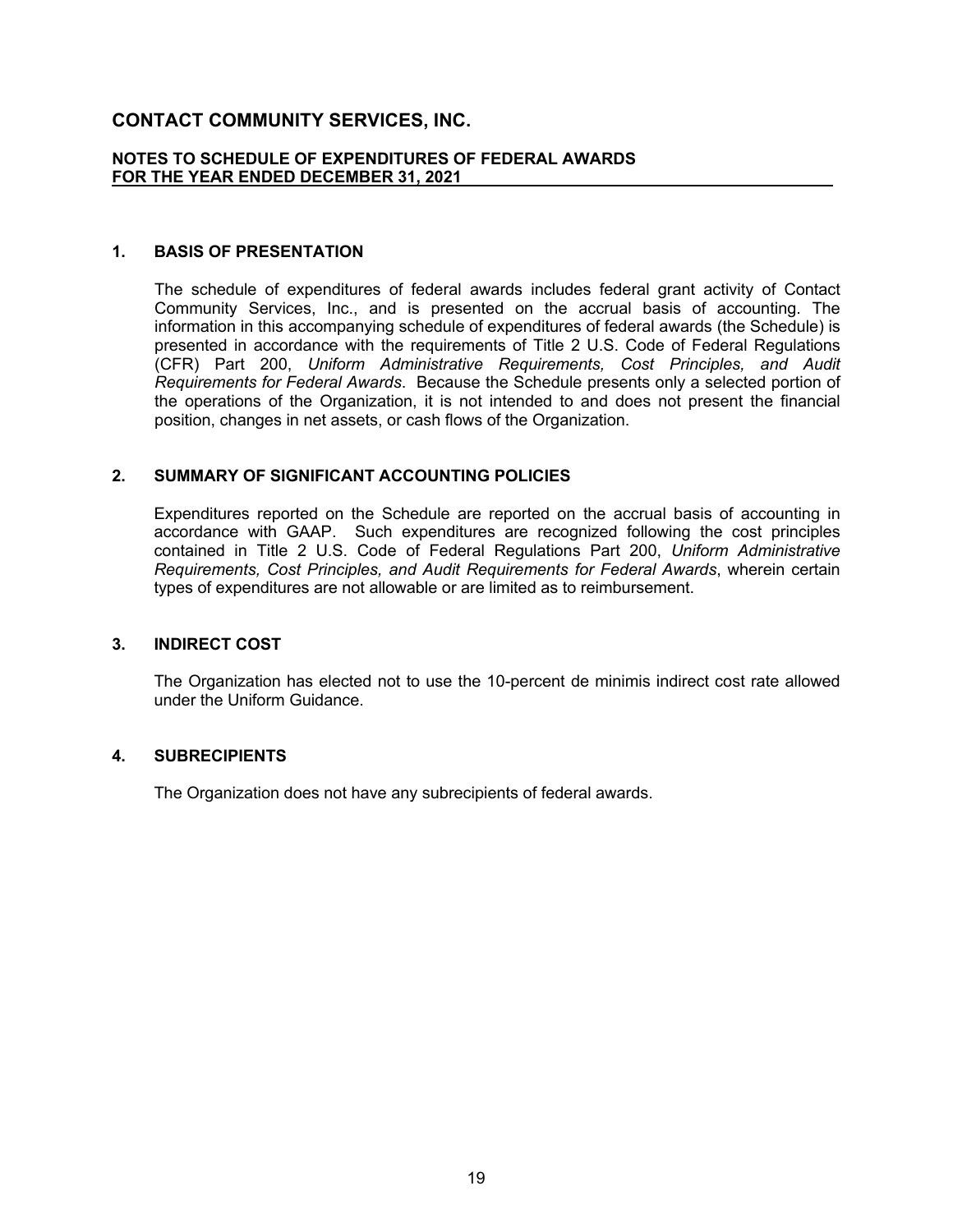# CONTACT COMMUNITY SERVICES, INC.

## NOTES TO SCHEDULE OF EXPENDITURES OF FEDERAL AWARDS
## FOR THE YEAR ENDED DECEMBER 31, 2021

### 1. BASIS OF PRESENTATION

The schedule of expenditures of federal awards includes federal grant activity of Contact Community Services, Inc., and is presented on the accrual basis of accounting. The information in this accompanying schedule of expenditures of federal awards (the Schedule) is presented in accordance with the requirements of Title 2 U.S. Code of Federal Regulations (CFR) Part 200, *Uniform Administrative Requirements, Cost Principles, and Audit Requirements for Federal Awards*. Because the Schedule presents only a selected portion of the operations of the Organization, it is not intended to and does not present the financial position, changes in net assets, or cash flows of the Organization.

### 2. SUMMARY OF SIGNIFICANT ACCOUNTING POLICIES

Expenditures reported on the Schedule are reported on the accrual basis of accounting in accordance with GAAP. Such expenditures are recognized following the cost principles contained in Title 2 U.S. Code of Federal Regulations Part 200, *Uniform Administrative Requirements, Cost Principles, and Audit Requirements for Federal Awards*, wherein certain types of expenditures are not allowable or are limited as to reimbursement.

### 3. INDIRECT COST

The Organization has elected not to use the 10-percent de minimis indirect cost rate allowed under the Uniform Guidance.

### 4. SUBRECIPIENTS

The Organization does not have any subrecipients of federal awards.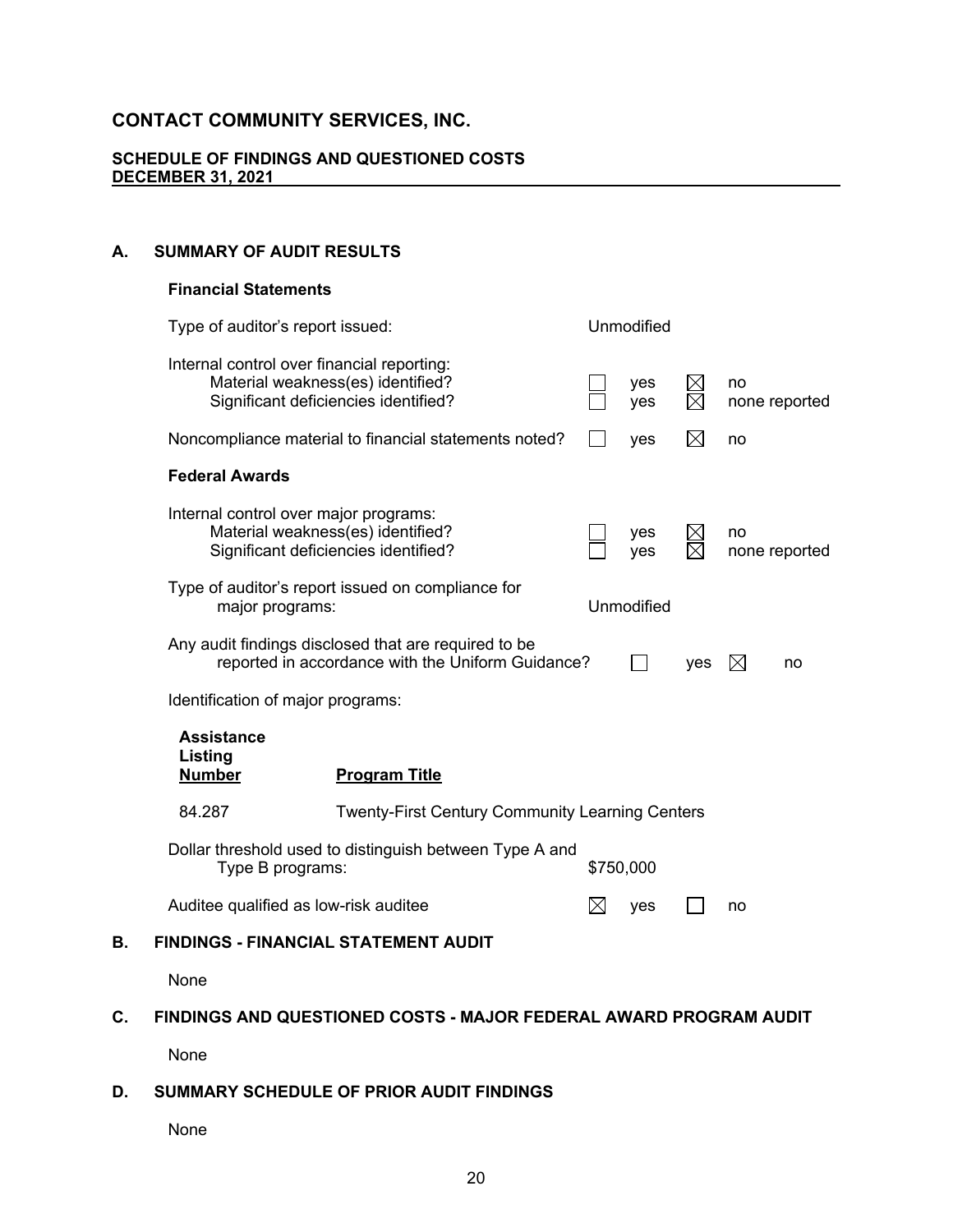# CONTACT COMMUNITY SERVICES, INC.

## SCHEDULE OF FINDINGS AND QUESTIONED COSTS
## DECEMBER 31, 2021

### A. SUMMARY OF AUDIT RESULTS

**Financial Statements**

Type of auditor's report issued: Unmodified

Internal control over financial reporting:

| | | | | |
|---|---|---|---|---|
| Material weakness(es) identified? | ☐ | yes | ☒ | no |
| Significant deficiencies identified? | ☐ | yes | ☒ | none reported |

| | | | | |
|---|---|---|---|---|
| Noncompliance material to financial statements noted? | ☐ | yes | ☒ | no |

**Federal Awards**

Internal control over major programs:

| | | | | |
|---|---|---|---|---|
| Material weakness(es) identified? | ☐ | yes | ☒ | no |
| Significant deficiencies identified? | ☐ | yes | ☒ | none reported |

Type of auditor's report issued on compliance for major programs: Unmodified

| | | | | |
|---|---|---|---|---|
| Any audit findings disclosed that are required to be reported in accordance with the Uniform Guidance? | ☐ | yes | ☒ | no |

Identification of major programs:

| Assistance Listing Number | Program Title |
|---|---|
| 84.287 | Twenty-First Century Community Learning Centers |

Dollar threshold used to distinguish between Type A and Type B programs: $750,000

| | | | | |
|---|---|---|---|---|
| Auditee qualified as low-risk auditee | ☒ | yes | ☐ | no |

### B. FINDINGS - FINANCIAL STATEMENT AUDIT

None

### C. FINDINGS AND QUESTIONED COSTS - MAJOR FEDERAL AWARD PROGRAM AUDIT

None

### D. SUMMARY SCHEDULE OF PRIOR AUDIT FINDINGS

None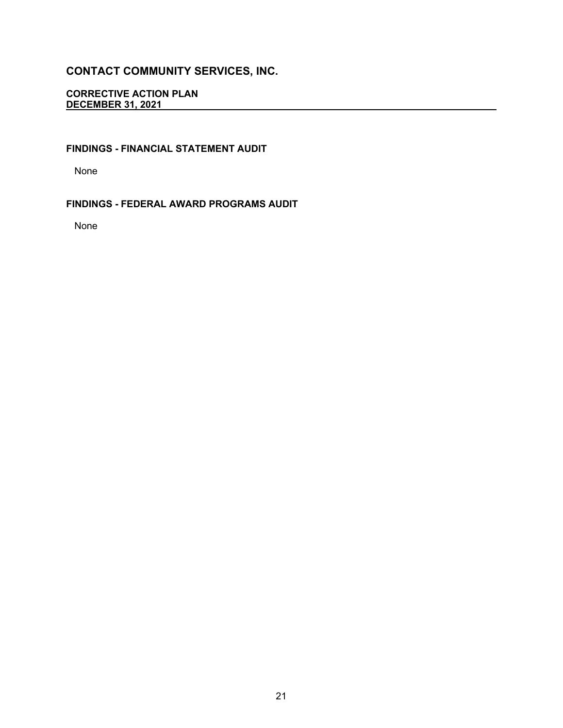# CONTACT COMMUNITY SERVICES, INC.

**CORRECTIVE ACTION PLAN**
**DECEMBER 31, 2021**

## FINDINGS - FINANCIAL STATEMENT AUDIT

None

## FINDINGS - FEDERAL AWARD PROGRAMS AUDIT

None